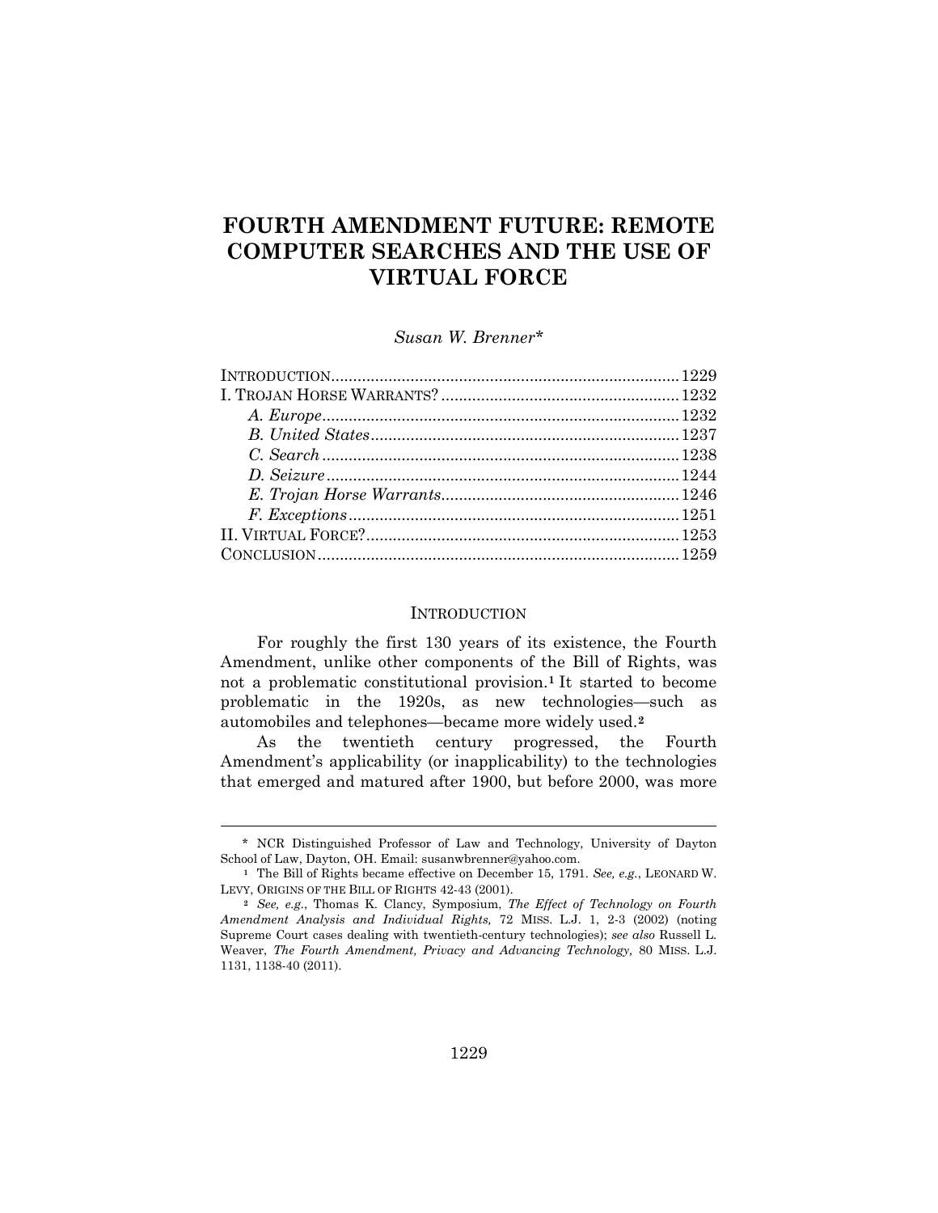# FOURTH AMENDMENT FUTURE: REMOTE COMPUTER SEARCHES AND THE USE OF VIRTUAL FORCE

*Susan W. Brenner\**

INTRODUCTION .......................................................................... 1229
I. TROJAN HORSE WARRANTS? ................................................... 1232
*A. Europe* ............................................................................ 1232
*B. United States* .................................................................. 1237
*C. Search* ............................................................................ 1238
*D. Seizure* ........................................................................... 1244
*E. Trojan Horse Warrants* ................................................... 1246
*F. Exceptions* ....................................................................... 1251
II. VIRTUAL FORCE? .................................................................... 1253
CONCLUSION .............................................................................. 1259

## INTRODUCTION

For roughly the first 130 years of its existence, the Fourth Amendment, unlike other components of the Bill of Rights, was not a problematic constitutional provision.[1] It started to become problematic in the 1920s, as new technologies—such as automobiles and telephones—became more widely used.[2]

As the twentieth century progressed, the Fourth Amendment's applicability (or inapplicability) to the technologies that emerged and matured after 1900, but before 2000, was more

---

\* NCR Distinguished Professor of Law and Technology, University of Dayton School of Law, Dayton, OH. Email: susanwbrenner@yahoo.com.

[1] The Bill of Rights became effective on December 15, 1791. *See, e.g.*, LEONARD W. LEVY, ORIGINS OF THE BILL OF RIGHTS 42-43 (2001).

[2] *See, e.g.*, Thomas K. Clancy, Symposium, *The Effect of Technology on Fourth Amendment Analysis and Individual Rights,* 72 MISS. L.J. 1, 2-3 (2002) (noting Supreme Court cases dealing with twentieth-century technologies); *see also* Russell L. Weaver, *The Fourth Amendment, Privacy and Advancing Technology,* 80 MISS. L.J. 1131, 1138-40 (2011).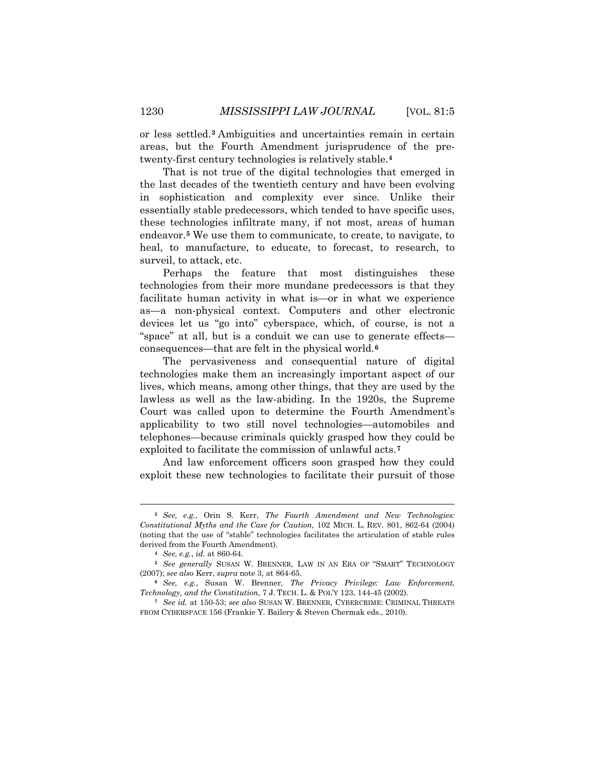or less settled.[3] Ambiguities and uncertainties remain in certain areas, but the Fourth Amendment jurisprudence of the pre-twenty-first century technologies is relatively stable.[4]

That is not true of the digital technologies that emerged in the last decades of the twentieth century and have been evolving in sophistication and complexity ever since. Unlike their essentially stable predecessors, which tended to have specific uses, these technologies infiltrate many, if not most, areas of human endeavor.[5] We use them to communicate, to create, to navigate, to heal, to manufacture, to educate, to forecast, to research, to surveil, to attack, etc.

Perhaps the feature that most distinguishes these technologies from their more mundane predecessors is that they facilitate human activity in what is—or in what we experience as—a non-physical context. Computers and other electronic devices let us "go into" cyberspace, which, of course, is not a "space" at all, but is a conduit we can use to generate effects—consequences—that are felt in the physical world.[6]

The pervasiveness and consequential nature of digital technologies make them an increasingly important aspect of our lives, which means, among other things, that they are used by the lawless as well as the law-abiding. In the 1920s, the Supreme Court was called upon to determine the Fourth Amendment's applicability to two still novel technologies—automobiles and telephones—because criminals quickly grasped how they could be exploited to facilitate the commission of unlawful acts.[7]

And law enforcement officers soon grasped how they could exploit these new technologies to facilitate their pursuit of those

---

[3] *See, e.g.*, Orin S. Kerr, *The Fourth Amendment and New Technologies: Constitutional Myths and the Case for Caution,* 102 MICH. L. REV. 801, 862-64 (2004) (noting that the use of "stable" technologies facilitates the articulation of stable rules derived from the Fourth Amendment).

[4] *See, e.g.*, *id.* at 860-64.

[5] *See generally* SUSAN W. BRENNER, LAW IN AN ERA OF "SMART" TECHNOLOGY (2007); *see also* Kerr, *supra* note 3, at 864-65.

[6] *See, e.g.*, Susan W. Brenner, *The Privacy Privilege: Law Enforcement, Technology, and the Constitution*, 7 J. TECH. L. & POL'Y 123, 144-45 (2002).

[7] *See id.* at 150-53; *see also* SUSAN W. BRENNER, CYBERCRIME: CRIMINAL THREATS FROM CYBERSPACE 156 (Frankie Y. Bailery & Steven Chermak eds., 2010).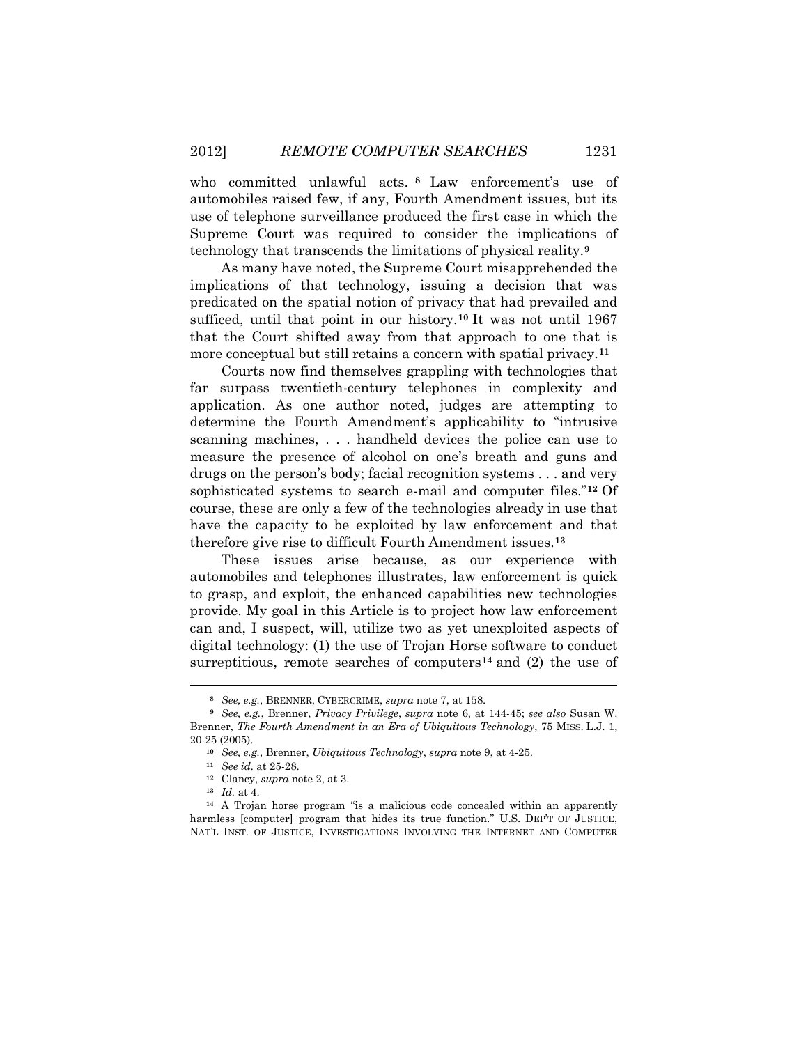who committed unlawful acts.[8] Law enforcement's use of automobiles raised few, if any, Fourth Amendment issues, but its use of telephone surveillance produced the first case in which the Supreme Court was required to consider the implications of technology that transcends the limitations of physical reality.[9]

As many have noted, the Supreme Court misapprehended the implications of that technology, issuing a decision that was predicated on the spatial notion of privacy that had prevailed and sufficed, until that point in our history.[10] It was not until 1967 that the Court shifted away from that approach to one that is more conceptual but still retains a concern with spatial privacy.[11]

Courts now find themselves grappling with technologies that far surpass twentieth-century telephones in complexity and application. As one author noted, judges are attempting to determine the Fourth Amendment's applicability to "intrusive scanning machines, . . . handheld devices the police can use to measure the presence of alcohol on one's breath and guns and drugs on the person's body; facial recognition systems . . . and very sophisticated systems to search e-mail and computer files."[12] Of course, these are only a few of the technologies already in use that have the capacity to be exploited by law enforcement and that therefore give rise to difficult Fourth Amendment issues.[13]

These issues arise because, as our experience with automobiles and telephones illustrates, law enforcement is quick to grasp, and exploit, the enhanced capabilities new technologies provide. My goal in this Article is to project how law enforcement can and, I suspect, will, utilize two as yet unexploited aspects of digital technology: (1) the use of Trojan Horse software to conduct surreptitious, remote searches of computers[14] and (2) the use of

---

[8] *See, e.g.*, BRENNER, CYBERCRIME, *supra* note 7, at 158.

[9] *See, e.g.*, Brenner, *Privacy Privilege*, *supra* note 6, at 144-45; *see also* Susan W. Brenner, *The Fourth Amendment in an Era of Ubiquitous Technology*, 75 MISS. L.J. 1, 20-25 (2005).

[10] *See, e.g.*, Brenner, *Ubiquitous Technology*, *supra* note 9, at 4-25.

[11] *See id.* at 25-28.

[12] Clancy, *supra* note 2, at 3.

[13] *Id.* at 4.

[14] A Trojan horse program "is a malicious code concealed within an apparently harmless [computer] program that hides its true function." U.S. DEP'T OF JUSTICE, NAT'L INST. OF JUSTICE, INVESTIGATIONS INVOLVING THE INTERNET AND COMPUTER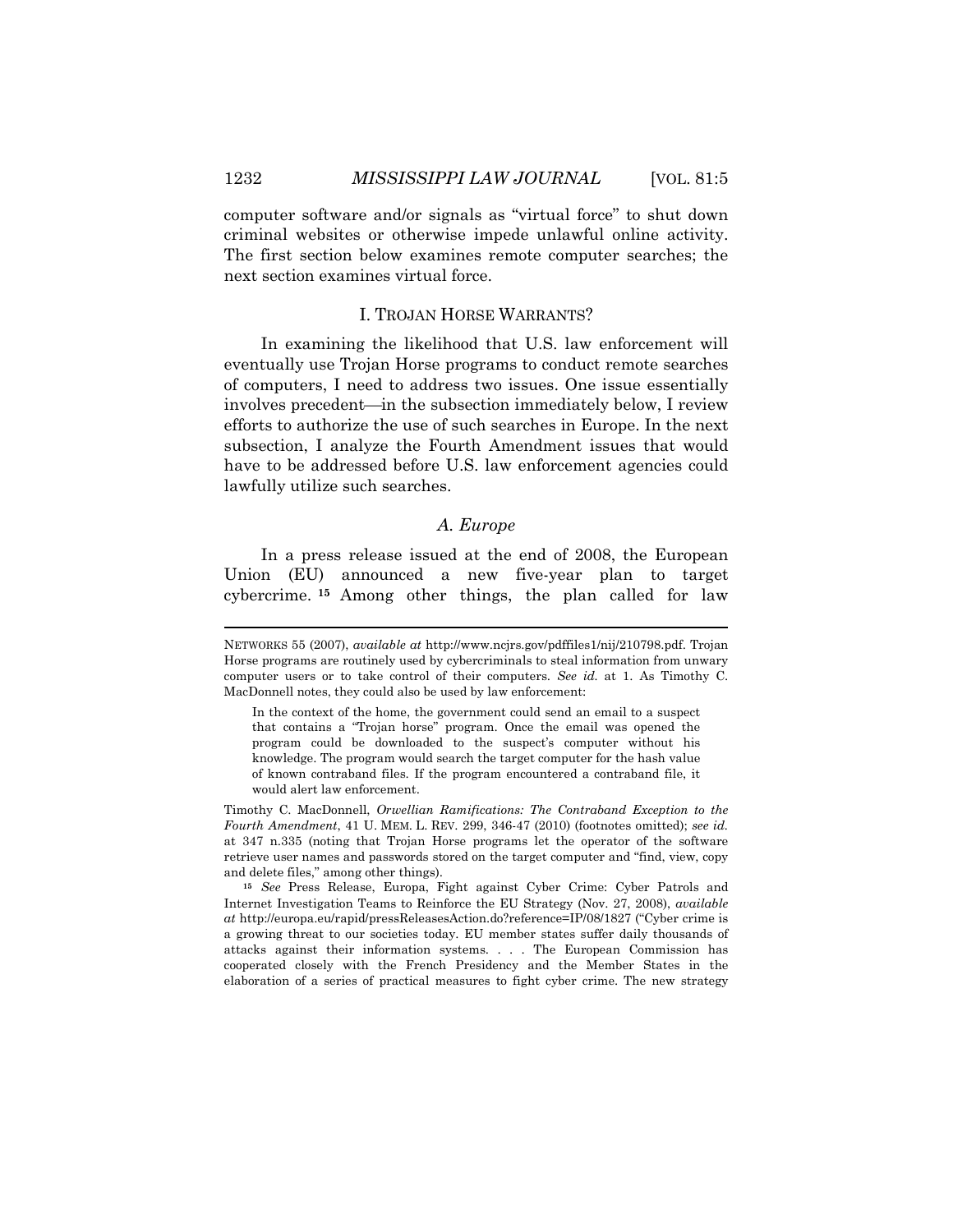computer software and/or signals as "virtual force" to shut down criminal websites or otherwise impede unlawful online activity. The first section below examines remote computer searches; the next section examines virtual force.

## I. TROJAN HORSE WARRANTS?

In examining the likelihood that U.S. law enforcement will eventually use Trojan Horse programs to conduct remote searches of computers, I need to address two issues. One issue essentially involves precedent—in the subsection immediately below, I review efforts to authorize the use of such searches in Europe. In the next subsection, I analyze the Fourth Amendment issues that would have to be addressed before U.S. law enforcement agencies could lawfully utilize such searches.

### *A. Europe*

In a press release issued at the end of 2008, the European Union (EU) announced a new five-year plan to target cybercrime.[15] Among other things, the plan called for law

---

NETWORKS 55 (2007), *available at* http://www.ncjrs.gov/pdffiles1/nij/210798.pdf. Trojan Horse programs are routinely used by cybercriminals to steal information from unwary computer users or to take control of their computers. *See id.* at 1. As Timothy C. MacDonnell notes, they could also be used by law enforcement:

> In the context of the home, the government could send an email to a suspect that contains a "Trojan horse" program. Once the email was opened the program could be downloaded to the suspect's computer without his knowledge. The program would search the target computer for the hash value of known contraband files. If the program encountered a contraband file, it would alert law enforcement.

Timothy C. MacDonnell, *Orwellian Ramifications: The Contraband Exception to the Fourth Amendment*, 41 U. MEM. L. REV. 299, 346-47 (2010) (footnotes omitted); *see id.* at 347 n.335 (noting that Trojan Horse programs let the operator of the software retrieve user names and passwords stored on the target computer and "find, view, copy and delete files," among other things).

[15] *See* Press Release, Europa, Fight against Cyber Crime: Cyber Patrols and Internet Investigation Teams to Reinforce the EU Strategy (Nov. 27, 2008), *available at* http://europa.eu/rapid/pressReleasesAction.do?reference=IP/08/1827 ("Cyber crime is a growing threat to our societies today. EU member states suffer daily thousands of attacks against their information systems. . . . The European Commission has cooperated closely with the French Presidency and the Member States in the elaboration of a series of practical measures to fight cyber crime. The new strategy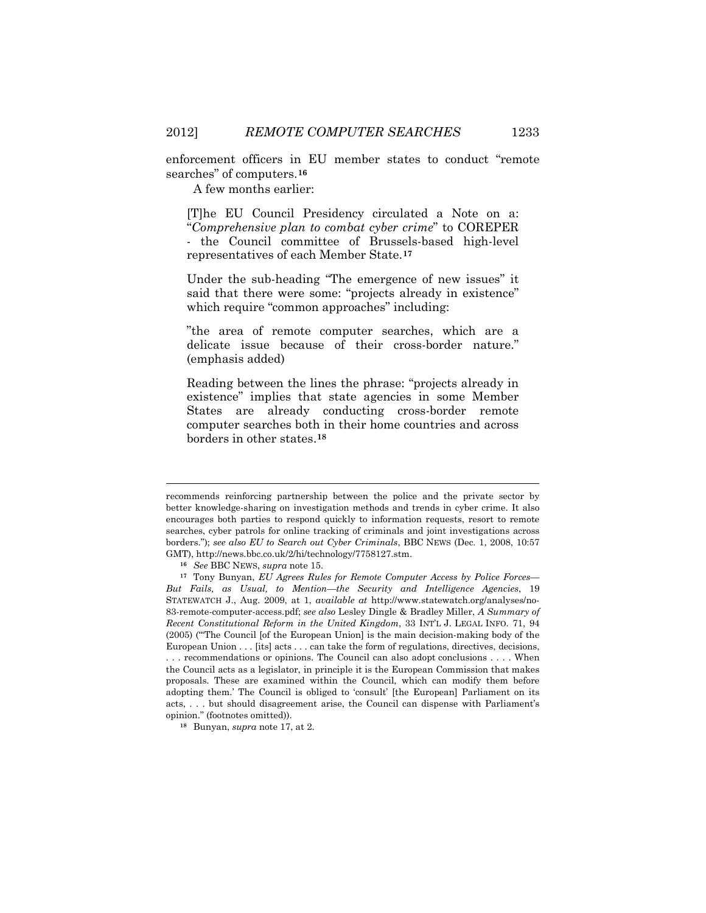enforcement officers in EU member states to conduct "remote searches" of computers.[16]

A few months earlier:

> [T]he EU Council Presidency circulated a Note on a: "*Comprehensive plan to combat cyber crime*" to COREPER - the Council committee of Brussels-based high-level representatives of each Member State.[17]
>
> Under the sub-heading "The emergence of new issues" it said that there were some: "projects already in existence" which require "common approaches" including:
>
> "the area of remote computer searches, which are a delicate issue because of their cross-border nature." (emphasis added)
>
> Reading between the lines the phrase: "projects already in existence" implies that state agencies in some Member States are already conducting cross-border remote computer searches both in their home countries and across borders in other states.[18]

---

recommends reinforcing partnership between the police and the private sector by better knowledge-sharing on investigation methods and trends in cyber crime. It also encourages both parties to respond quickly to information requests, resort to remote searches, cyber patrols for online tracking of criminals and joint investigations across borders."); *see also EU to Search out Cyber Criminals*, BBC NEWS (Dec. 1, 2008, 10:57 GMT), http://news.bbc.co.uk/2/hi/technology/7758127.stm.

[16] *See* BBC NEWS, *supra* note 15.

[17] Tony Bunyan, *EU Agrees Rules for Remote Computer Access by Police Forces—But Fails, as Usual, to Mention—the Security and Intelligence Agencies*, 19 STATEWATCH J., Aug. 2009, at 1, *available at* http://www.statewatch.org/analyses/no-83-remote-computer-access.pdf; *see also* Lesley Dingle & Bradley Miller, *A Summary of Recent Constitutional Reform in the United Kingdom*, 33 INT'L J. LEGAL INFO. 71, 94 (2005) ("'The Council [of the European Union] is the main decision-making body of the European Union . . . [its] acts . . . can take the form of regulations, directives, decisions, . . . recommendations or opinions. The Council can also adopt conclusions . . . . When the Council acts as a legislator, in principle it is the European Commission that makes proposals. These are examined within the Council, which can modify them before adopting them.' The Council is obliged to 'consult' [the European] Parliament on its acts, . . . but should disagreement arise, the Council can dispense with Parliament's opinion." (footnotes omitted)).

[18] Bunyan, *supra* note 17, at 2.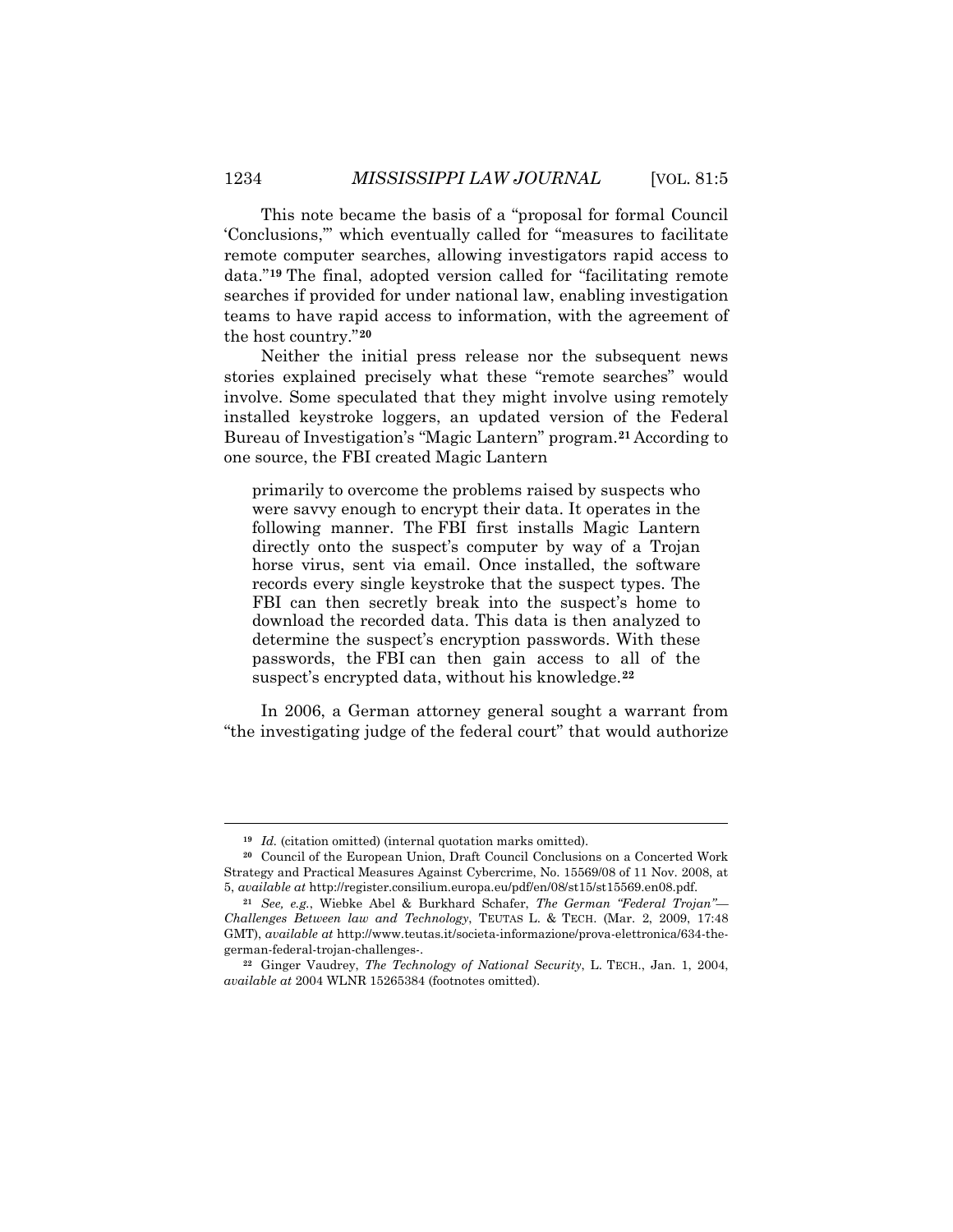This note became the basis of a "proposal for formal Council 'Conclusions,'" which eventually called for "measures to facilitate remote computer searches, allowing investigators rapid access to data."[19] The final, adopted version called for "facilitating remote searches if provided for under national law, enabling investigation teams to have rapid access to information, with the agreement of the host country."[20]

Neither the initial press release nor the subsequent news stories explained precisely what these "remote searches" would involve. Some speculated that they might involve using remotely installed keystroke loggers, an updated version of the Federal Bureau of Investigation's "Magic Lantern" program.[21] According to one source, the FBI created Magic Lantern

> primarily to overcome the problems raised by suspects who were savvy enough to encrypt their data. It operates in the following manner. The FBI first installs Magic Lantern directly onto the suspect's computer by way of a Trojan horse virus, sent via email. Once installed, the software records every single keystroke that the suspect types. The FBI can then secretly break into the suspect's home to download the recorded data. This data is then analyzed to determine the suspect's encryption passwords. With these passwords, the FBI can then gain access to all of the suspect's encrypted data, without his knowledge.[22]

In 2006, a German attorney general sought a warrant from "the investigating judge of the federal court" that would authorize

---

[19] *Id.* (citation omitted) (internal quotation marks omitted).

[20] Council of the European Union, Draft Council Conclusions on a Concerted Work Strategy and Practical Measures Against Cybercrime, No. 15569/08 of 11 Nov. 2008, at 5, *available at* http://register.consilium.europa.eu/pdf/en/08/st15/st15569.en08.pdf.

[21] *See, e.g.*, Wiebke Abel & Burkhard Schafer, *The German "Federal Trojan"—Challenges Between law and Technology*, TEUTAS L. & TECH. (Mar. 2, 2009, 17:48 GMT), *available at* http://www.teutas.it/societa-informazione/prova-elettronica/634-the-german-federal-trojan-challenges-.

[22] Ginger Vaudrey, *The Technology of National Security*, L. TECH., Jan. 1, 2004, *available at* 2004 WLNR 15265384 (footnotes omitted).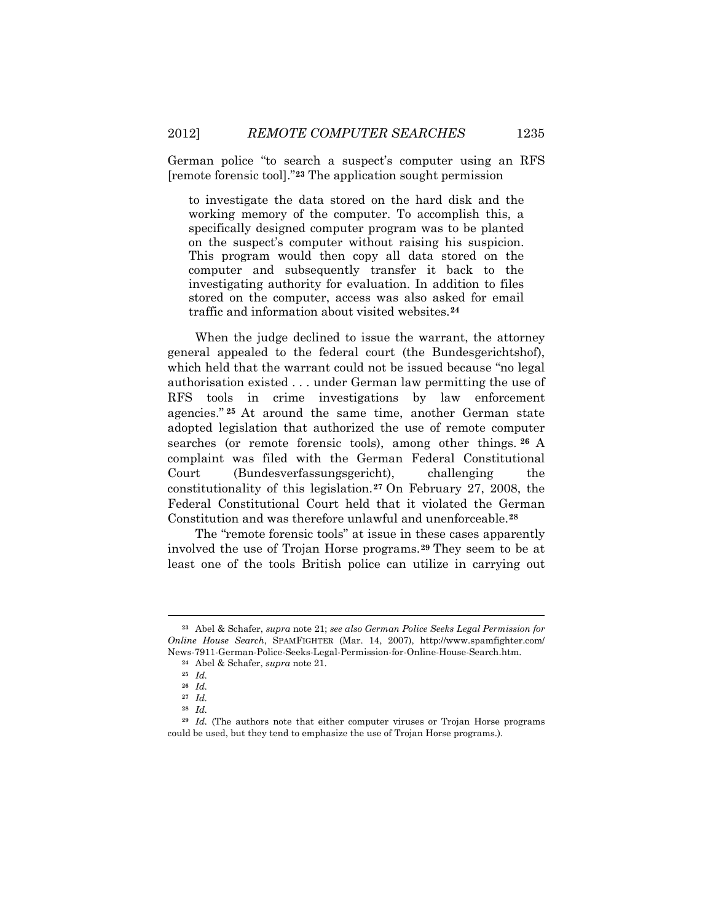German police "to search a suspect's computer using an RFS [remote forensic tool]."[23] The application sought permission

> to investigate the data stored on the hard disk and the working memory of the computer. To accomplish this, a specifically designed computer program was to be planted on the suspect's computer without raising his suspicion. This program would then copy all data stored on the computer and subsequently transfer it back to the investigating authority for evaluation. In addition to files stored on the computer, access was also asked for email traffic and information about visited websites.[24]

When the judge declined to issue the warrant, the attorney general appealed to the federal court (the Bundesgerichtshof), which held that the warrant could not be issued because "no legal authorisation existed . . . under German law permitting the use of RFS tools in crime investigations by law enforcement agencies."[25] At around the same time, another German state adopted legislation that authorized the use of remote computer searches (or remote forensic tools), among other things.[26] A complaint was filed with the German Federal Constitutional Court (Bundesverfassungsgericht), challenging the constitutionality of this legislation.[27] On February 27, 2008, the Federal Constitutional Court held that it violated the German Constitution and was therefore unlawful and unenforceable.[28]

The "remote forensic tools" at issue in these cases apparently involved the use of Trojan Horse programs.[29] They seem to be at least one of the tools British police can utilize in carrying out

---

[23] Abel & Schafer, *supra* note 21; *see also German Police Seeks Legal Permission for Online House Search*, SPAMFIGHTER (Mar. 14, 2007), http://www.spamfighter.com/News-7911-German-Police-Seeks-Legal-Permission-for-Online-House-Search.htm.

[24] Abel & Schafer, *supra* note 21.

[25] *Id.*

[26] *Id.*

[27] *Id.*

[28] *Id.*

[29] *Id.* (The authors note that either computer viruses or Trojan Horse programs could be used, but they tend to emphasize the use of Trojan Horse programs.).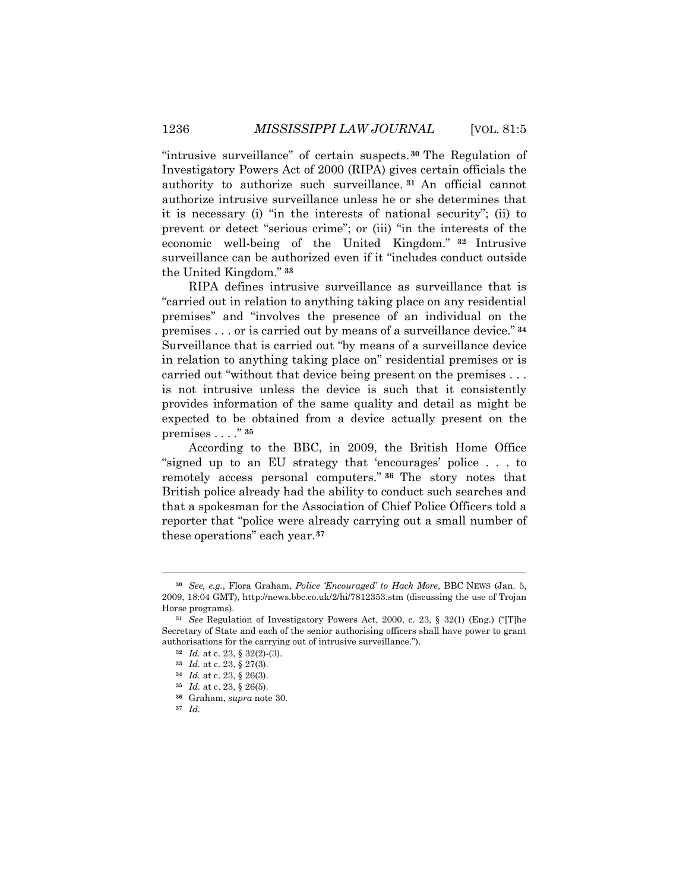"intrusive surveillance" of certain suspects.[30] The Regulation of Investigatory Powers Act of 2000 (RIPA) gives certain officials the authority to authorize such surveillance.[31] An official cannot authorize intrusive surveillance unless he or she determines that it is necessary (i) "in the interests of national security"; (ii) to prevent or detect "serious crime"; or (iii) "in the interests of the economic well-being of the United Kingdom."[32] Intrusive surveillance can be authorized even if it "includes conduct outside the United Kingdom."[33]

RIPA defines intrusive surveillance as surveillance that is "carried out in relation to anything taking place on any residential premises" and "involves the presence of an individual on the premises . . . or is carried out by means of a surveillance device."[34] Surveillance that is carried out "by means of a surveillance device in relation to anything taking place on" residential premises or is carried out "without that device being present on the premises . . . is not intrusive unless the device is such that it consistently provides information of the same quality and detail as might be expected to be obtained from a device actually present on the premises . . . ."[35]

According to the BBC, in 2009, the British Home Office "signed up to an EU strategy that 'encourages' police . . . to remotely access personal computers."[36] The story notes that British police already had the ability to conduct such searches and that a spokesman for the Association of Chief Police Officers told a reporter that "police were already carrying out a small number of these operations" each year.[37]

---

[30] *See, e.g.*, Flora Graham, *Police 'Encouraged' to Hack More*, BBC NEWS (Jan. 5, 2009, 18:04 GMT), http://news.bbc.co.uk/2/hi/7812353.stm (discussing the use of Trojan Horse programs).

[31] *See* Regulation of Investigatory Powers Act, 2000, c. 23, § 32(1) (Eng.) ("[T]he Secretary of State and each of the senior authorising officers shall have power to grant authorisations for the carrying out of intrusive surveillance.").

[32] *Id.* at c. 23, § 32(2)-(3).

[33] *Id.* at c. 23, § 27(3).

[34] *Id.* at c. 23, § 26(3).

[35] *Id.* at c. 23, § 26(5).

[36] Graham, *supra* note 30.

[37] *Id.*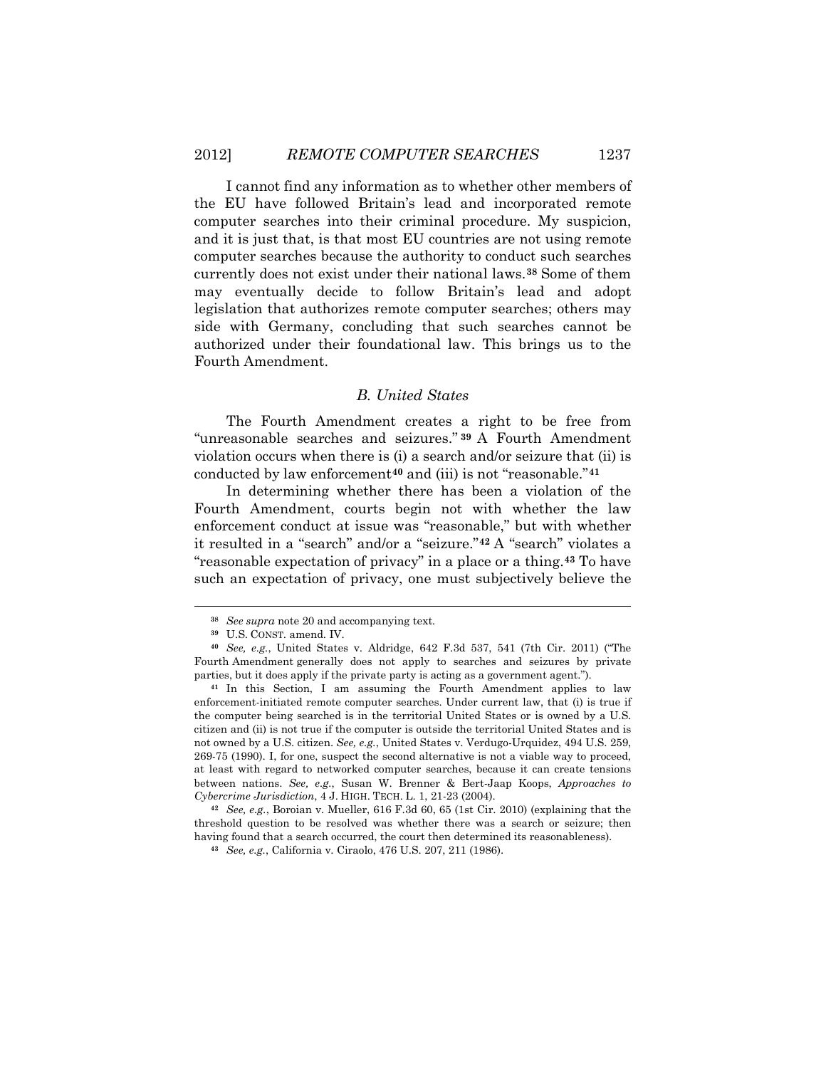I cannot find any information as to whether other members of the EU have followed Britain's lead and incorporated remote computer searches into their criminal procedure. My suspicion, and it is just that, is that most EU countries are not using remote computer searches because the authority to conduct such searches currently does not exist under their national laws.[38] Some of them may eventually decide to follow Britain's lead and adopt legislation that authorizes remote computer searches; others may side with Germany, concluding that such searches cannot be authorized under their foundational law. This brings us to the Fourth Amendment.

### *B. United States*

The Fourth Amendment creates a right to be free from "unreasonable searches and seizures."[39] A Fourth Amendment violation occurs when there is (i) a search and/or seizure that (ii) is conducted by law enforcement[40] and (iii) is not "reasonable."[41]

In determining whether there has been a violation of the Fourth Amendment, courts begin not with whether the law enforcement conduct at issue was "reasonable," but with whether it resulted in a "search" and/or a "seizure."[42] A "search" violates a "reasonable expectation of privacy" in a place or a thing.[43] To have such an expectation of privacy, one must subjectively believe the

---

[38] *See supra* note 20 and accompanying text.

[39] U.S. CONST. amend. IV.

[40] *See, e.g.*, United States v. Aldridge, 642 F.3d 537, 541 (7th Cir. 2011) ("The Fourth Amendment generally does not apply to searches and seizures by private parties, but it does apply if the private party is acting as a government agent.").

[41] In this Section, I am assuming the Fourth Amendment applies to law enforcement-initiated remote computer searches. Under current law, that (i) is true if the computer being searched is in the territorial United States or is owned by a U.S. citizen and (ii) is not true if the computer is outside the territorial United States and is not owned by a U.S. citizen. *See, e.g.*, United States v. Verdugo-Urquidez, 494 U.S. 259, 269-75 (1990). I, for one, suspect the second alternative is not a viable way to proceed, at least with regard to networked computer searches, because it can create tensions between nations. *See, e.g.*, Susan W. Brenner & Bert-Jaap Koops, *Approaches to Cybercrime Jurisdiction*, 4 J. HIGH. TECH. L. 1, 21-23 (2004).

[42] *See, e.g.*, Boroian v. Mueller, 616 F.3d 60, 65 (1st Cir. 2010) (explaining that the threshold question to be resolved was whether there was a search or seizure; then having found that a search occurred, the court then determined its reasonableness).

[43] *See, e.g.*, California v. Ciraolo, 476 U.S. 207, 211 (1986).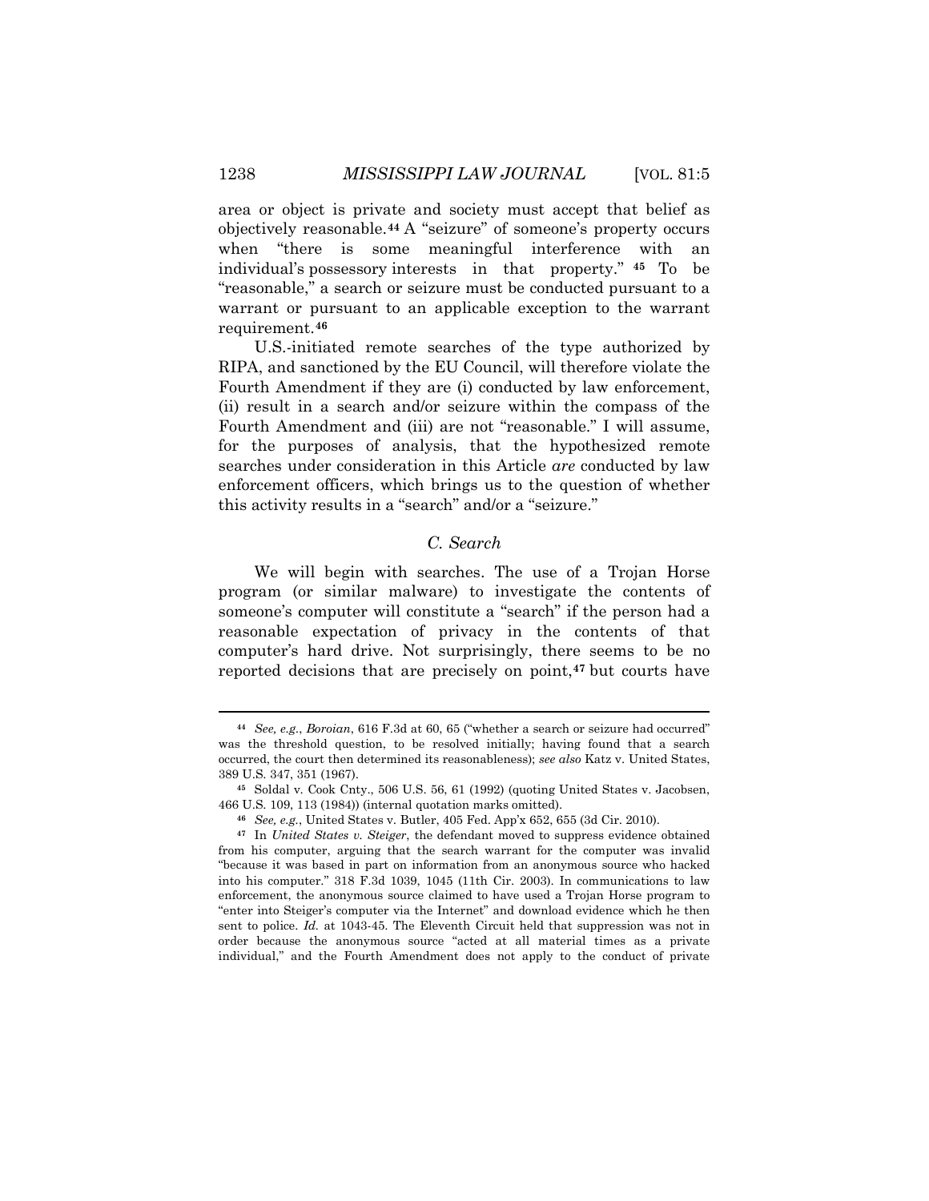area or object is private and society must accept that belief as objectively reasonable.[44] A "seizure" of someone's property occurs when "there is some meaningful interference with an individual's possessory interests in that property." [45] To be "reasonable," a search or seizure must be conducted pursuant to a warrant or pursuant to an applicable exception to the warrant requirement.[46]

U.S.-initiated remote searches of the type authorized by RIPA, and sanctioned by the EU Council, will therefore violate the Fourth Amendment if they are (i) conducted by law enforcement, (ii) result in a search and/or seizure within the compass of the Fourth Amendment and (iii) are not "reasonable." I will assume, for the purposes of analysis, that the hypothesized remote searches under consideration in this Article *are* conducted by law enforcement officers, which brings us to the question of whether this activity results in a "search" and/or a "seizure."

### *C. Search*

We will begin with searches. The use of a Trojan Horse program (or similar malware) to investigate the contents of someone's computer will constitute a "search" if the person had a reasonable expectation of privacy in the contents of that computer's hard drive. Not surprisingly, there seems to be no reported decisions that are precisely on point,[47] but courts have

---

[44] *See, e.g.*, *Boroian*, 616 F.3d at 60, 65 ("whether a search or seizure had occurred" was the threshold question, to be resolved initially; having found that a search occurred, the court then determined its reasonableness); *see also* Katz v. United States, 389 U.S. 347, 351 (1967).

[45] Soldal v. Cook Cnty., 506 U.S. 56, 61 (1992) (quoting United States v. Jacobsen, 466 U.S. 109, 113 (1984)) (internal quotation marks omitted).

[46] *See, e.g.*, United States v. Butler, 405 Fed. App'x 652, 655 (3d Cir. 2010).

[47] In *United States v. Steiger*, the defendant moved to suppress evidence obtained from his computer, arguing that the search warrant for the computer was invalid "because it was based in part on information from an anonymous source who hacked into his computer." 318 F.3d 1039, 1045 (11th Cir. 2003). In communications to law enforcement, the anonymous source claimed to have used a Trojan Horse program to "enter into Steiger's computer via the Internet" and download evidence which he then sent to police. *Id.* at 1043-45. The Eleventh Circuit held that suppression was not in order because the anonymous source "acted at all material times as a private individual," and the Fourth Amendment does not apply to the conduct of private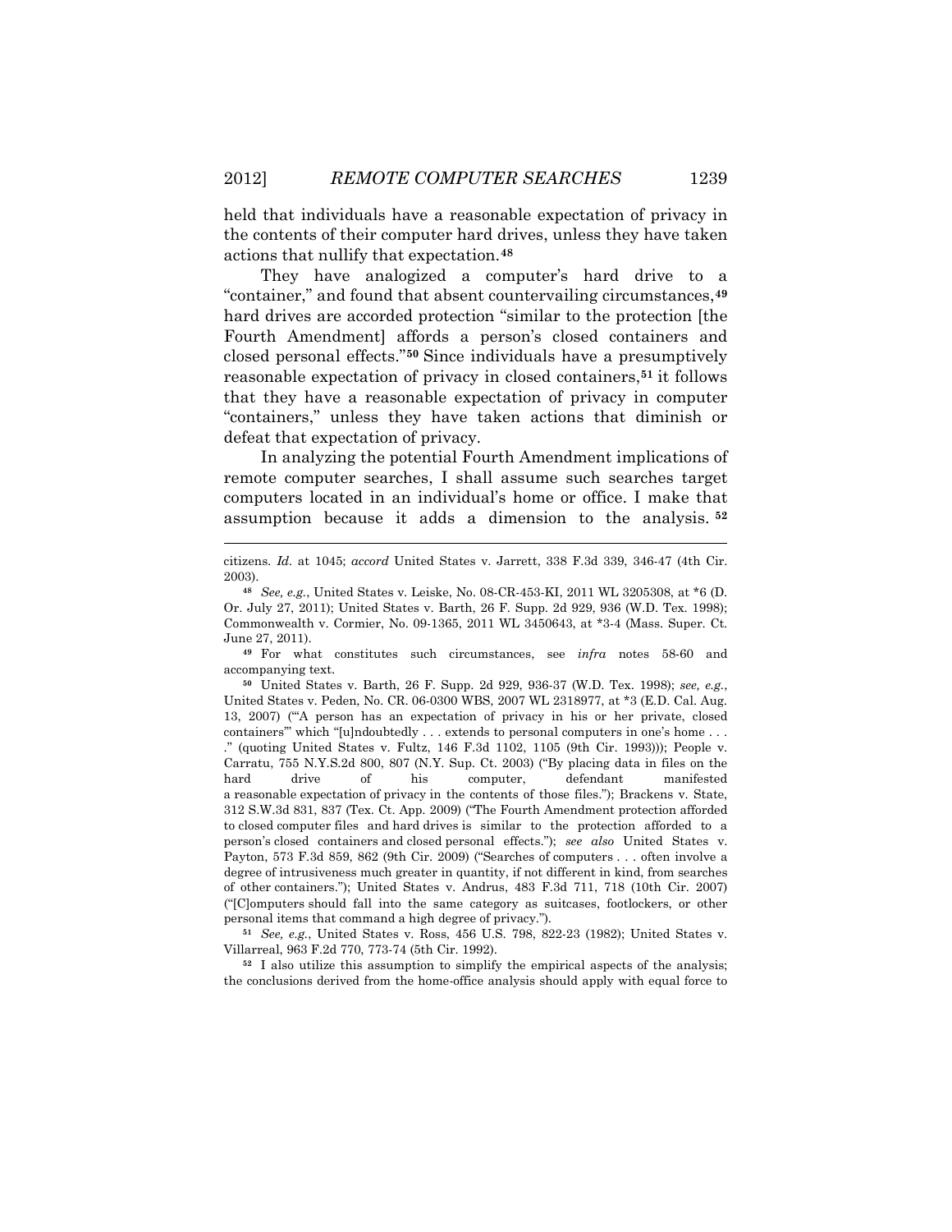held that individuals have a reasonable expectation of privacy in the contents of their computer hard drives, unless they have taken actions that nullify that expectation.[48]

They have analogized a computer's hard drive to a "container," and found that absent countervailing circumstances,[49] hard drives are accorded protection "similar to the protection [the Fourth Amendment] affords a person's closed containers and closed personal effects."[50] Since individuals have a presumptively reasonable expectation of privacy in closed containers,[51] it follows that they have a reasonable expectation of privacy in computer "containers," unless they have taken actions that diminish or defeat that expectation of privacy.

In analyzing the potential Fourth Amendment implications of remote computer searches, I shall assume such searches target computers located in an individual's home or office. I make that assumption because it adds a dimension to the analysis.[52]

---

citizens. *Id.* at 1045; *accord* United States v. Jarrett, 338 F.3d 339, 346-47 (4th Cir. 2003).

[48] *See, e.g.*, United States v. Leiske, No. 08-CR-453-KI, 2011 WL 3205308, at *6 (D. Or. July 27, 2011); United States v. Barth, 26 F. Supp. 2d 929, 936 (W.D. Tex. 1998); Commonwealth v. Cormier, No. 09-1365, 2011 WL 3450643, at *3-4 (Mass. Super. Ct. June 27, 2011).

[49] For what constitutes such circumstances, see *infra* notes 58-60 and accompanying text.

[50] United States v. Barth, 26 F. Supp. 2d 929, 936-37 (W.D. Tex. 1998); *see, e.g.*, United States v. Peden, No. CR. 06-0300 WBS, 2007 WL 2318977, at *3 (E.D. Cal. Aug. 13, 2007) ("'A person has an expectation of privacy in his or her private, closed containers'" which "[u]ndoubtedly . . . extends to personal computers in one's home . . . ." (quoting United States v. Fultz, 146 F.3d 1102, 1105 (9th Cir. 1993))); People v. Carratu, 755 N.Y.S.2d 800, 807 (N.Y. Sup. Ct. 2003) ("By placing data in files on the hard drive of his computer, defendant manifested a reasonable expectation of privacy in the contents of those files."); Brackens v. State, 312 S.W.3d 831, 837 (Tex. Ct. App. 2009) ("The Fourth Amendment protection afforded to closed computer files and hard drives is similar to the protection afforded to a person's closed containers and closed personal effects."); *see also* United States v. Payton, 573 F.3d 859, 862 (9th Cir. 2009) ("Searches of computers . . . often involve a degree of intrusiveness much greater in quantity, if not different in kind, from searches of other containers."); United States v. Andrus, 483 F.3d 711, 718 (10th Cir. 2007) ("[C]omputers should fall into the same category as suitcases, footlockers, or other personal items that command a high degree of privacy.").

[51] *See, e.g.*, United States v. Ross, 456 U.S. 798, 822-23 (1982); United States v. Villarreal, 963 F.2d 770, 773-74 (5th Cir. 1992).

[52] I also utilize this assumption to simplify the empirical aspects of the analysis; the conclusions derived from the home-office analysis should apply with equal force to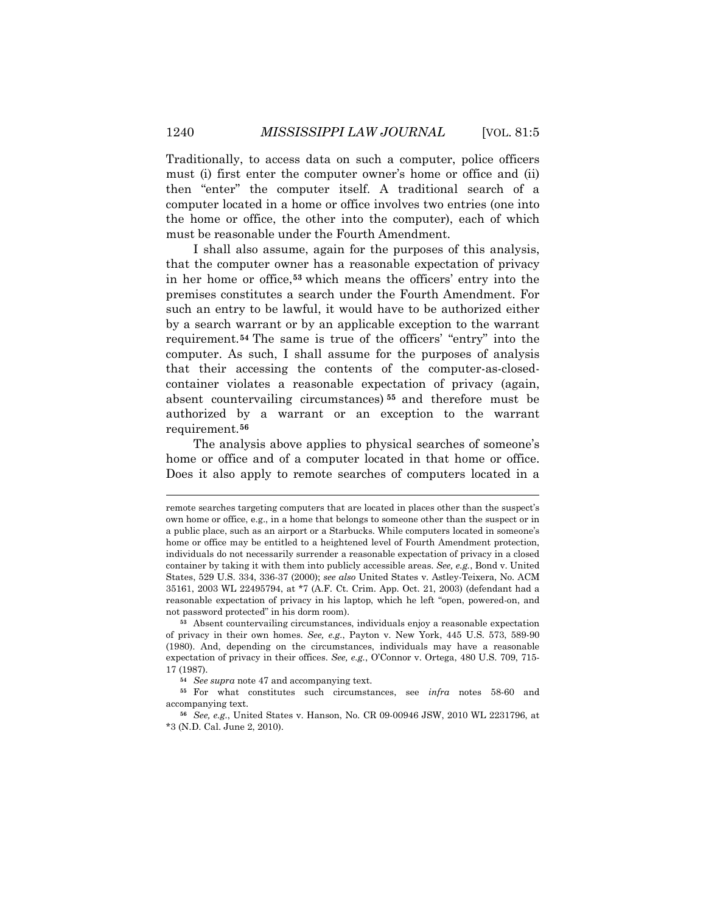Traditionally, to access data on such a computer, police officers must (i) first enter the computer owner's home or office and (ii) then "enter" the computer itself. A traditional search of a computer located in a home or office involves two entries (one into the home or office, the other into the computer), each of which must be reasonable under the Fourth Amendment.

I shall also assume, again for the purposes of this analysis, that the computer owner has a reasonable expectation of privacy in her home or office,[53] which means the officers' entry into the premises constitutes a search under the Fourth Amendment. For such an entry to be lawful, it would have to be authorized either by a search warrant or by an applicable exception to the warrant requirement.[54] The same is true of the officers' "entry" into the computer. As such, I shall assume for the purposes of analysis that their accessing the contents of the computer-as-closed-container violates a reasonable expectation of privacy (again, absent countervailing circumstances)[55] and therefore must be authorized by a warrant or an exception to the warrant requirement.[56]

The analysis above applies to physical searches of someone's home or office and of a computer located in that home or office. Does it also apply to remote searches of computers located in a

---

remote searches targeting computers that are located in places other than the suspect's own home or office, e.g., in a home that belongs to someone other than the suspect or in a public place, such as an airport or a Starbucks. While computers located in someone's home or office may be entitled to a heightened level of Fourth Amendment protection, individuals do not necessarily surrender a reasonable expectation of privacy in a closed container by taking it with them into publicly accessible areas. *See, e.g.*, Bond v. United States, 529 U.S. 334, 336-37 (2000); *see also* United States v. Astley-Teixera, No. ACM 35161, 2003 WL 22495794, at *7 (A.F. Ct. Crim. App. Oct. 21, 2003) (defendant had a reasonable expectation of privacy in his laptop, which he left "open, powered-on, and not password protected" in his dorm room).

[53] Absent countervailing circumstances, individuals enjoy a reasonable expectation of privacy in their own homes. *See, e.g.*, Payton v. New York, 445 U.S. 573, 589-90 (1980). And, depending on the circumstances, individuals may have a reasonable expectation of privacy in their offices. *See, e.g.*, O'Connor v. Ortega, 480 U.S. 709, 715-17 (1987).

[54] *See supra* note 47 and accompanying text.

[55] For what constitutes such circumstances, see *infra* notes 58-60 and accompanying text.

[56] *See, e.g.*, United States v. Hanson, No. CR 09-00946 JSW, 2010 WL 2231796, at *3 (N.D. Cal. June 2, 2010).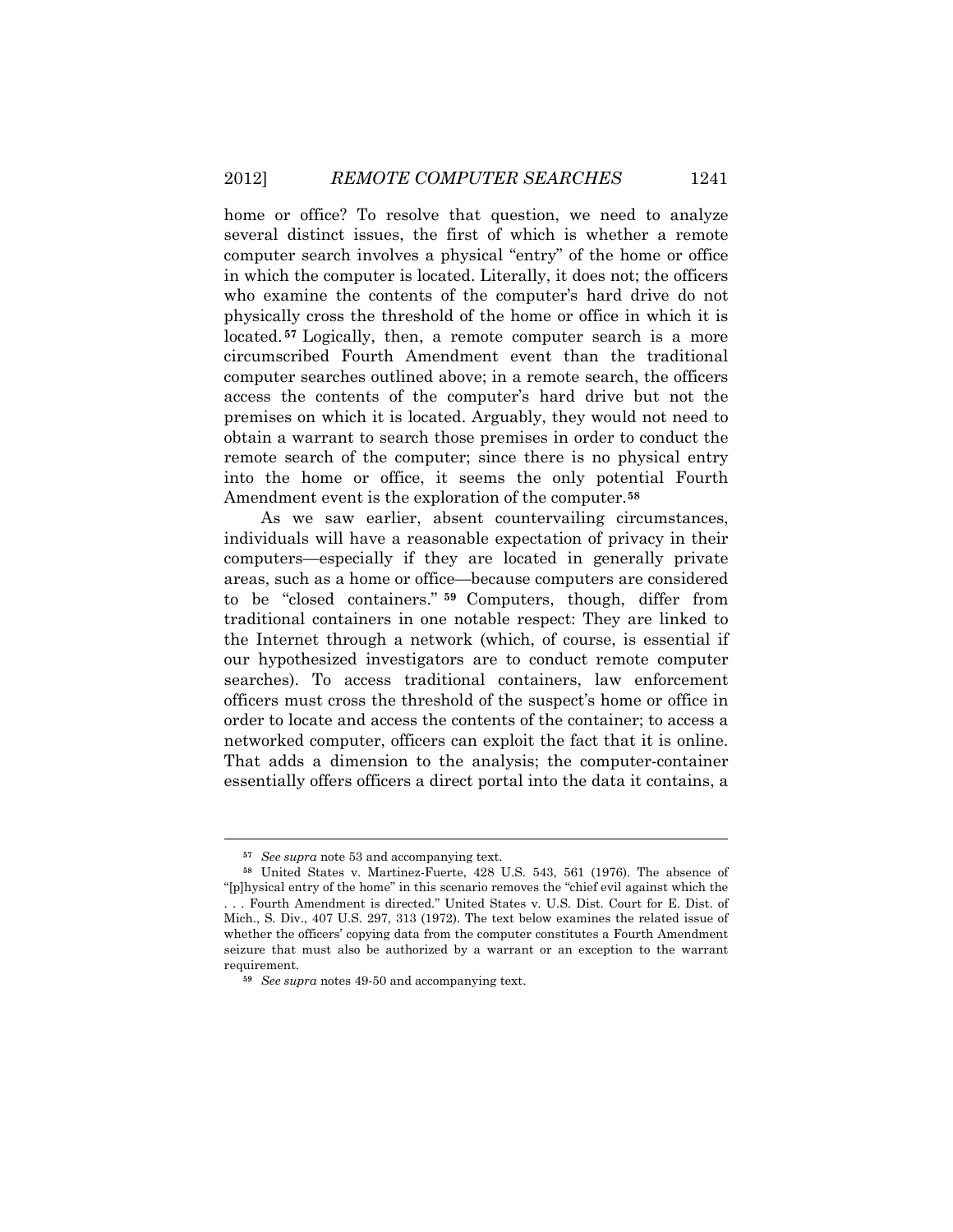home or office? To resolve that question, we need to analyze several distinct issues, the first of which is whether a remote computer search involves a physical "entry" of the home or office in which the computer is located. Literally, it does not; the officers who examine the contents of the computer's hard drive do not physically cross the threshold of the home or office in which it is located.[57] Logically, then, a remote computer search is a more circumscribed Fourth Amendment event than the traditional computer searches outlined above; in a remote search, the officers access the contents of the computer's hard drive but not the premises on which it is located. Arguably, they would not need to obtain a warrant to search those premises in order to conduct the remote search of the computer; since there is no physical entry into the home or office, it seems the only potential Fourth Amendment event is the exploration of the computer.[58]

As we saw earlier, absent countervailing circumstances, individuals will have a reasonable expectation of privacy in their computers—especially if they are located in generally private areas, such as a home or office—because computers are considered to be "closed containers."[59] Computers, though, differ from traditional containers in one notable respect: They are linked to the Internet through a network (which, of course, is essential if our hypothesized investigators are to conduct remote computer searches). To access traditional containers, law enforcement officers must cross the threshold of the suspect's home or office in order to locate and access the contents of the container; to access a networked computer, officers can exploit the fact that it is online. That adds a dimension to the analysis; the computer-container essentially offers officers a direct portal into the data it contains, a

---

[57] *See supra* note 53 and accompanying text.

[58] United States v. Martinez-Fuerte, 428 U.S. 543, 561 (1976). The absence of "[p]hysical entry of the home" in this scenario removes the "chief evil against which the . . . Fourth Amendment is directed." United States v. U.S. Dist. Court for E. Dist. of Mich., S. Div., 407 U.S. 297, 313 (1972). The text below examines the related issue of whether the officers' copying data from the computer constitutes a Fourth Amendment seizure that must also be authorized by a warrant or an exception to the warrant requirement.

[59] *See supra* notes 49-50 and accompanying text.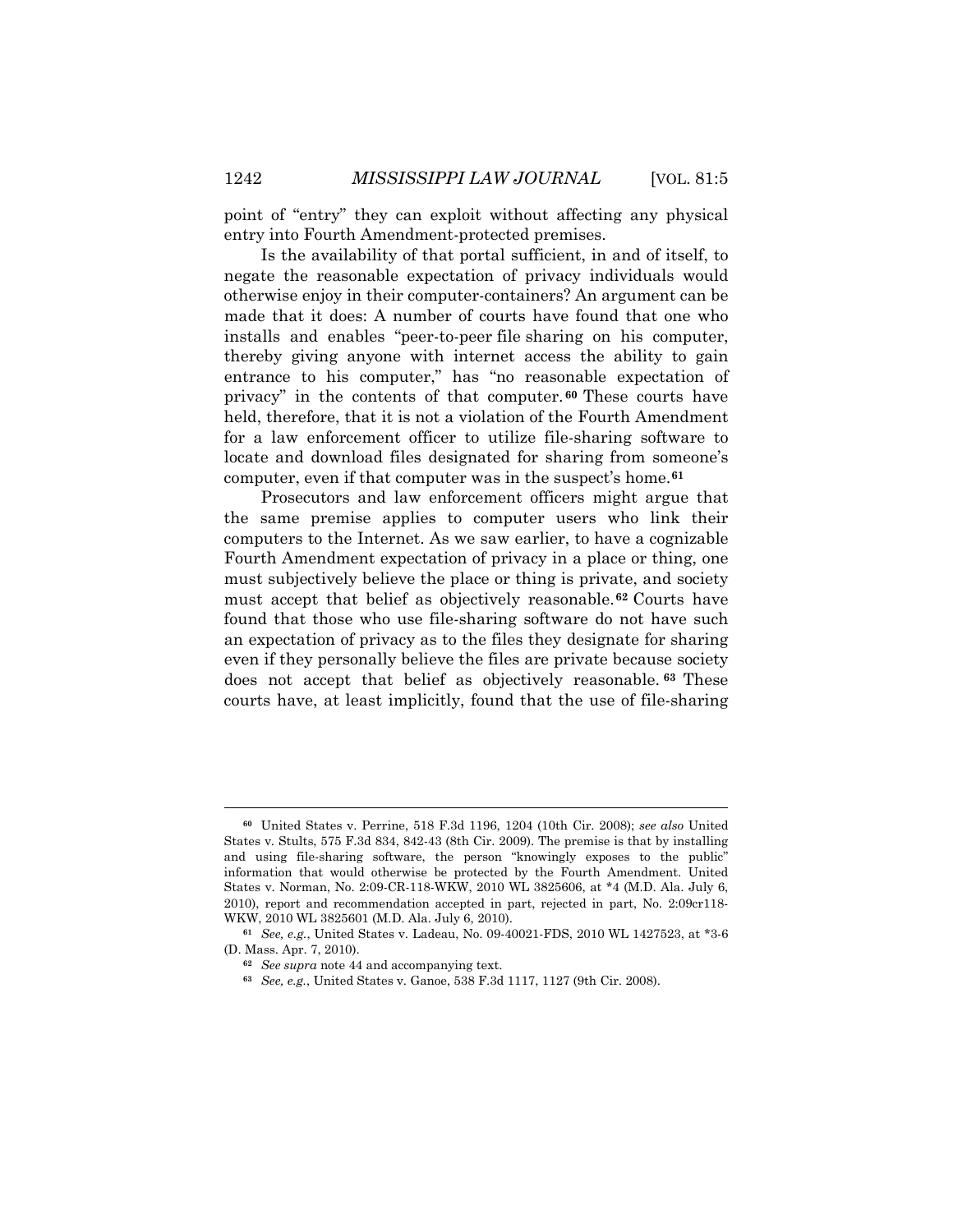point of "entry" they can exploit without affecting any physical entry into Fourth Amendment-protected premises.

Is the availability of that portal sufficient, in and of itself, to negate the reasonable expectation of privacy individuals would otherwise enjoy in their computer-containers? An argument can be made that it does: A number of courts have found that one who installs and enables "peer-to-peer file sharing on his computer, thereby giving anyone with internet access the ability to gain entrance to his computer," has "no reasonable expectation of privacy" in the contents of that computer.[60] These courts have held, therefore, that it is not a violation of the Fourth Amendment for a law enforcement officer to utilize file-sharing software to locate and download files designated for sharing from someone's computer, even if that computer was in the suspect's home.[61]

Prosecutors and law enforcement officers might argue that the same premise applies to computer users who link their computers to the Internet. As we saw earlier, to have a cognizable Fourth Amendment expectation of privacy in a place or thing, one must subjectively believe the place or thing is private, and society must accept that belief as objectively reasonable.[62] Courts have found that those who use file-sharing software do not have such an expectation of privacy as to the files they designate for sharing even if they personally believe the files are private because society does not accept that belief as objectively reasonable.[63] These courts have, at least implicitly, found that the use of file-sharing

---

[60] United States v. Perrine, 518 F.3d 1196, 1204 (10th Cir. 2008); *see also* United States v. Stults, 575 F.3d 834, 842-43 (8th Cir. 2009). The premise is that by installing and using file-sharing software, the person "knowingly exposes to the public" information that would otherwise be protected by the Fourth Amendment. United States v. Norman, No. 2:09-CR-118-WKW, 2010 WL 3825606, at *4 (M.D. Ala. July 6, 2010), report and recommendation accepted in part, rejected in part, No. 2:09cr118-WKW, 2010 WL 3825601 (M.D. Ala. July 6, 2010).

[61] *See, e.g.*, United States v. Ladeau, No. 09-40021-FDS, 2010 WL 1427523, at *3-6 (D. Mass. Apr. 7, 2010).

[62] *See supra* note 44 and accompanying text.

[63] *See, e.g.*, United States v. Ganoe, 538 F.3d 1117, 1127 (9th Cir. 2008).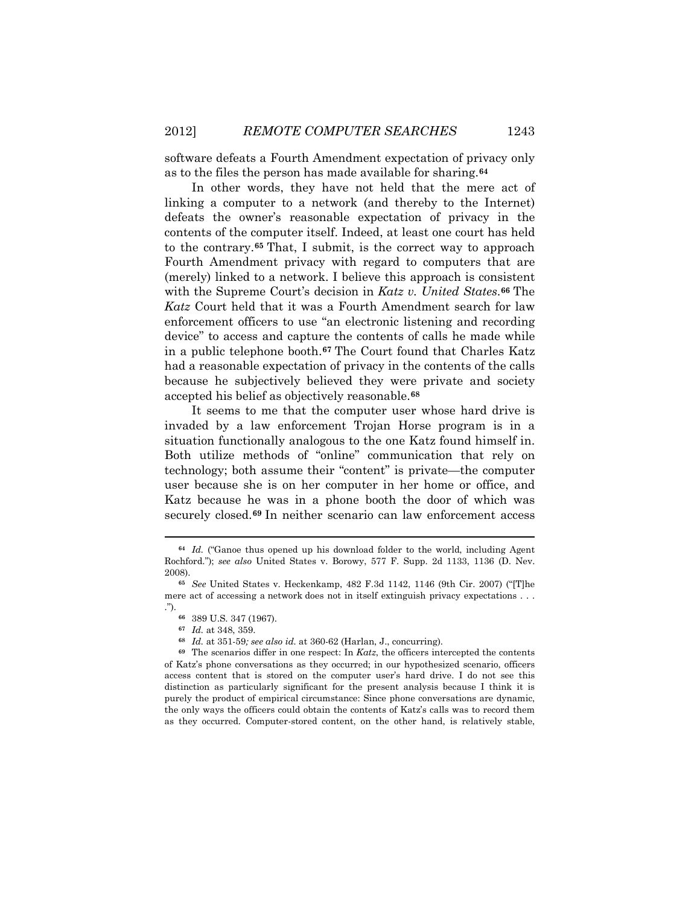software defeats a Fourth Amendment expectation of privacy only as to the files the person has made available for sharing.[64]

In other words, they have not held that the mere act of linking a computer to a network (and thereby to the Internet) defeats the owner's reasonable expectation of privacy in the contents of the computer itself. Indeed, at least one court has held to the contrary.[65] That, I submit, is the correct way to approach Fourth Amendment privacy with regard to computers that are (merely) linked to a network. I believe this approach is consistent with the Supreme Court's decision in *Katz v. United States*.[66] The *Katz* Court held that it was a Fourth Amendment search for law enforcement officers to use "an electronic listening and recording device" to access and capture the contents of calls he made while in a public telephone booth.[67] The Court found that Charles Katz had a reasonable expectation of privacy in the contents of the calls because he subjectively believed they were private and society accepted his belief as objectively reasonable.[68]

It seems to me that the computer user whose hard drive is invaded by a law enforcement Trojan Horse program is in a situation functionally analogous to the one Katz found himself in. Both utilize methods of "online" communication that rely on technology; both assume their "content" is private—the computer user because she is on her computer in her home or office, and Katz because he was in a phone booth the door of which was securely closed.[69] In neither scenario can law enforcement access

---

[64] *Id.* ("Ganoe thus opened up his download folder to the world, including Agent Rochford."); *see also* United States v. Borowy, 577 F. Supp. 2d 1133, 1136 (D. Nev. 2008).

[65] *See* United States v. Heckenkamp, 482 F.3d 1142, 1146 (9th Cir. 2007) ("[T]he mere act of accessing a network does not in itself extinguish privacy expectations . . . .").

[66] 389 U.S. 347 (1967).

[67] *Id.* at 348, 359.

[68] *Id.* at 351-59*; see also id.* at 360-62 (Harlan, J., concurring).

[69] The scenarios differ in one respect: In *Katz*, the officers intercepted the contents of Katz's phone conversations as they occurred; in our hypothesized scenario, officers access content that is stored on the computer user's hard drive. I do not see this distinction as particularly significant for the present analysis because I think it is purely the product of empirical circumstance: Since phone conversations are dynamic, the only ways the officers could obtain the contents of Katz's calls was to record them as they occurred. Computer-stored content, on the other hand, is relatively stable,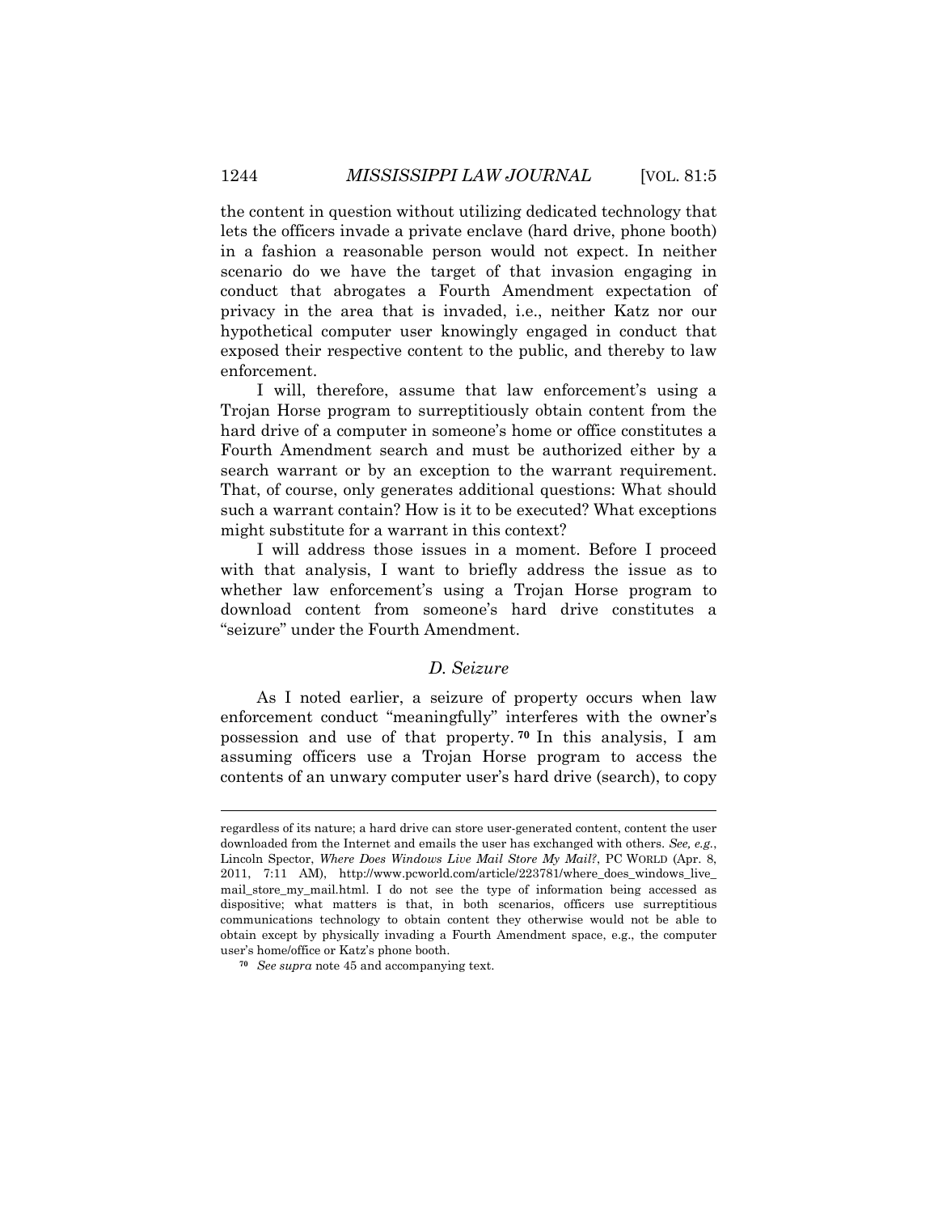the content in question without utilizing dedicated technology that lets the officers invade a private enclave (hard drive, phone booth) in a fashion a reasonable person would not expect. In neither scenario do we have the target of that invasion engaging in conduct that abrogates a Fourth Amendment expectation of privacy in the area that is invaded, i.e., neither Katz nor our hypothetical computer user knowingly engaged in conduct that exposed their respective content to the public, and thereby to law enforcement.

I will, therefore, assume that law enforcement's using a Trojan Horse program to surreptitiously obtain content from the hard drive of a computer in someone's home or office constitutes a Fourth Amendment search and must be authorized either by a search warrant or by an exception to the warrant requirement. That, of course, only generates additional questions: What should such a warrant contain? How is it to be executed? What exceptions might substitute for a warrant in this context?

I will address those issues in a moment. Before I proceed with that analysis, I want to briefly address the issue as to whether law enforcement's using a Trojan Horse program to download content from someone's hard drive constitutes a "seizure" under the Fourth Amendment.

### *D. Seizure*

As I noted earlier, a seizure of property occurs when law enforcement conduct "meaningfully" interferes with the owner's possession and use of that property.[70] In this analysis, I am assuming officers use a Trojan Horse program to access the contents of an unwary computer user's hard drive (search), to copy

---

regardless of its nature; a hard drive can store user-generated content, content the user downloaded from the Internet and emails the user has exchanged with others. *See, e.g.*, Lincoln Spector, *Where Does Windows Live Mail Store My Mail?*, PC WORLD (Apr. 8, 2011, 7:11 AM), http://www.pcworld.com/article/223781/where_does_windows_live_mail_store_my_mail.html. I do not see the type of information being accessed as dispositive; what matters is that, in both scenarios, officers use surreptitious communications technology to obtain content they otherwise would not be able to obtain except by physically invading a Fourth Amendment space, e.g., the computer user's home/office or Katz's phone booth.

[70] *See supra* note 45 and accompanying text.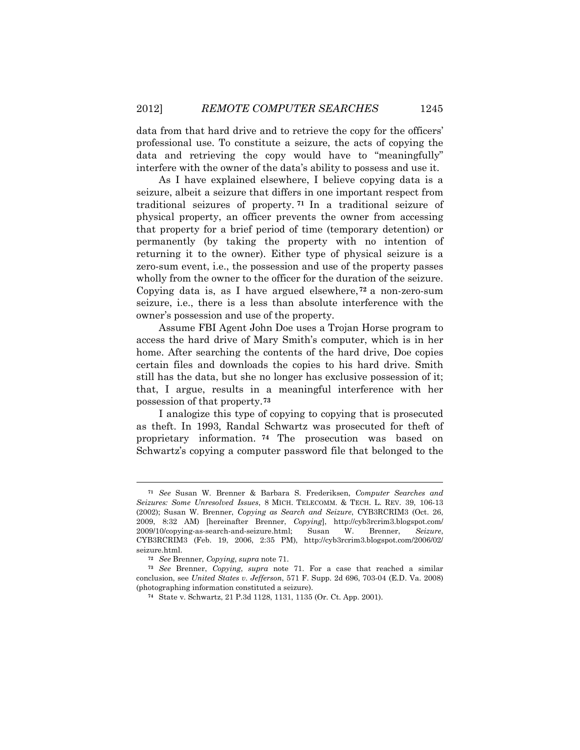data from that hard drive and to retrieve the copy for the officers' professional use. To constitute a seizure, the acts of copying the data and retrieving the copy would have to "meaningfully" interfere with the owner of the data's ability to possess and use it.

As I have explained elsewhere, I believe copying data is a seizure, albeit a seizure that differs in one important respect from traditional seizures of property.[71] In a traditional seizure of physical property, an officer prevents the owner from accessing that property for a brief period of time (temporary detention) or permanently (by taking the property with no intention of returning it to the owner). Either type of physical seizure is a zero-sum event, i.e., the possession and use of the property passes wholly from the owner to the officer for the duration of the seizure. Copying data is, as I have argued elsewhere,[72] a non-zero-sum seizure, i.e., there is a less than absolute interference with the owner's possession and use of the property.

Assume FBI Agent John Doe uses a Trojan Horse program to access the hard drive of Mary Smith's computer, which is in her home. After searching the contents of the hard drive, Doe copies certain files and downloads the copies to his hard drive. Smith still has the data, but she no longer has exclusive possession of it; that, I argue, results in a meaningful interference with her possession of that property.[73]

I analogize this type of copying to copying that is prosecuted as theft. In 1993, Randal Schwartz was prosecuted for theft of proprietary information.[74] The prosecution was based on Schwartz's copying a computer password file that belonged to the

---

[71] *See* Susan W. Brenner & Barbara S. Frederiksen, *Computer Searches and Seizures: Some Unresolved Issues*, 8 MICH. TELECOMM. & TECH. L. REV. 39, 106-13 (2002); Susan W. Brenner, *Copying as Search and Seizure*, CYB3RCRIM3 (Oct. 26, 2009, 8:32 AM) [hereinafter Brenner, *Copying*], http://cyb3rcrim3.blogspot.com/2009/10/copying-as-search-and-seizure.html; Susan W. Brenner, *Seizure*, CYB3RCRIM3 (Feb. 19, 2006, 2:35 PM), http://cyb3rcrim3.blogspot.com/2006/02/seizure.html.

[72] *See* Brenner, *Copying*, *supra* note 71.

[73] *See* Brenner, *Copying*, *supra* note 71. For a case that reached a similar conclusion, see *United States v. Jefferson*, 571 F. Supp. 2d 696, 703-04 (E.D. Va. 2008) (photographing information constituted a seizure).

[74] State v. Schwartz, 21 P.3d 1128, 1131, 1135 (Or. Ct. App. 2001).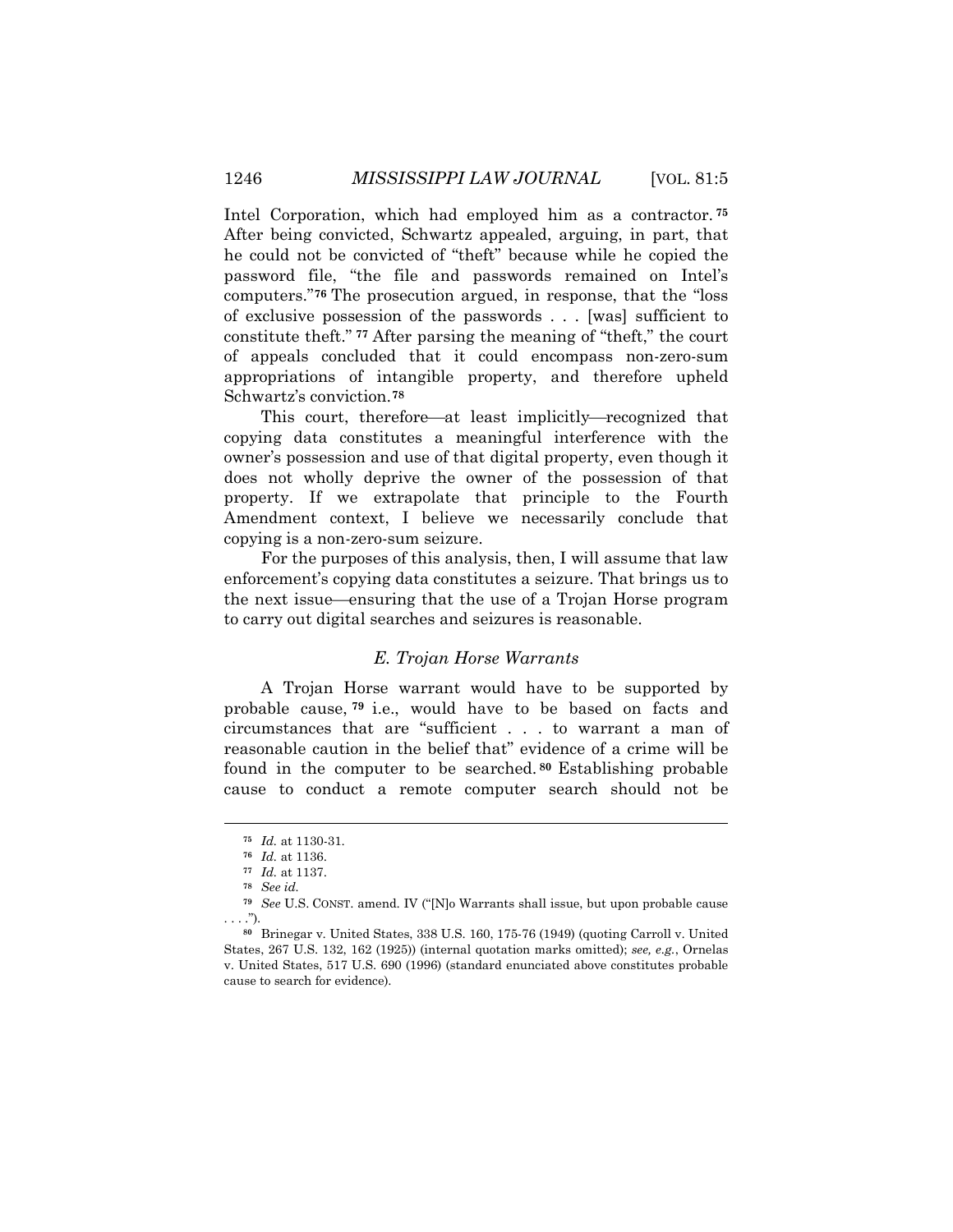Intel Corporation, which had employed him as a contractor.[75] After being convicted, Schwartz appealed, arguing, in part, that he could not be convicted of "theft" because while he copied the password file, "the file and passwords remained on Intel's computers."[76] The prosecution argued, in response, that the "loss of exclusive possession of the passwords . . . [was] sufficient to constitute theft."[77] After parsing the meaning of "theft," the court of appeals concluded that it could encompass non-zero-sum appropriations of intangible property, and therefore upheld Schwartz's conviction.[78]

This court, therefore—at least implicitly—recognized that copying data constitutes a meaningful interference with the owner's possession and use of that digital property, even though it does not wholly deprive the owner of the possession of that property. If we extrapolate that principle to the Fourth Amendment context, I believe we necessarily conclude that copying is a non-zero-sum seizure.

For the purposes of this analysis, then, I will assume that law enforcement's copying data constitutes a seizure. That brings us to the next issue—ensuring that the use of a Trojan Horse program to carry out digital searches and seizures is reasonable.

### *E. Trojan Horse Warrants*

A Trojan Horse warrant would have to be supported by probable cause,[79] i.e., would have to be based on facts and circumstances that are "sufficient . . . to warrant a man of reasonable caution in the belief that" evidence of a crime will be found in the computer to be searched.[80] Establishing probable cause to conduct a remote computer search should not be

---

[75] *Id.* at 1130-31.

[76] *Id.* at 1136.

[77] *Id.* at 1137.

[78] *See id.*

[79] *See* U.S. CONST. amend. IV ("[N]o Warrants shall issue, but upon probable cause . . . .").

[80] Brinegar v. United States, 338 U.S. 160, 175-76 (1949) (quoting Carroll v. United States, 267 U.S. 132, 162 (1925)) (internal quotation marks omitted); *see, e.g.*, Ornelas v. United States, 517 U.S. 690 (1996) (standard enunciated above constitutes probable cause to search for evidence).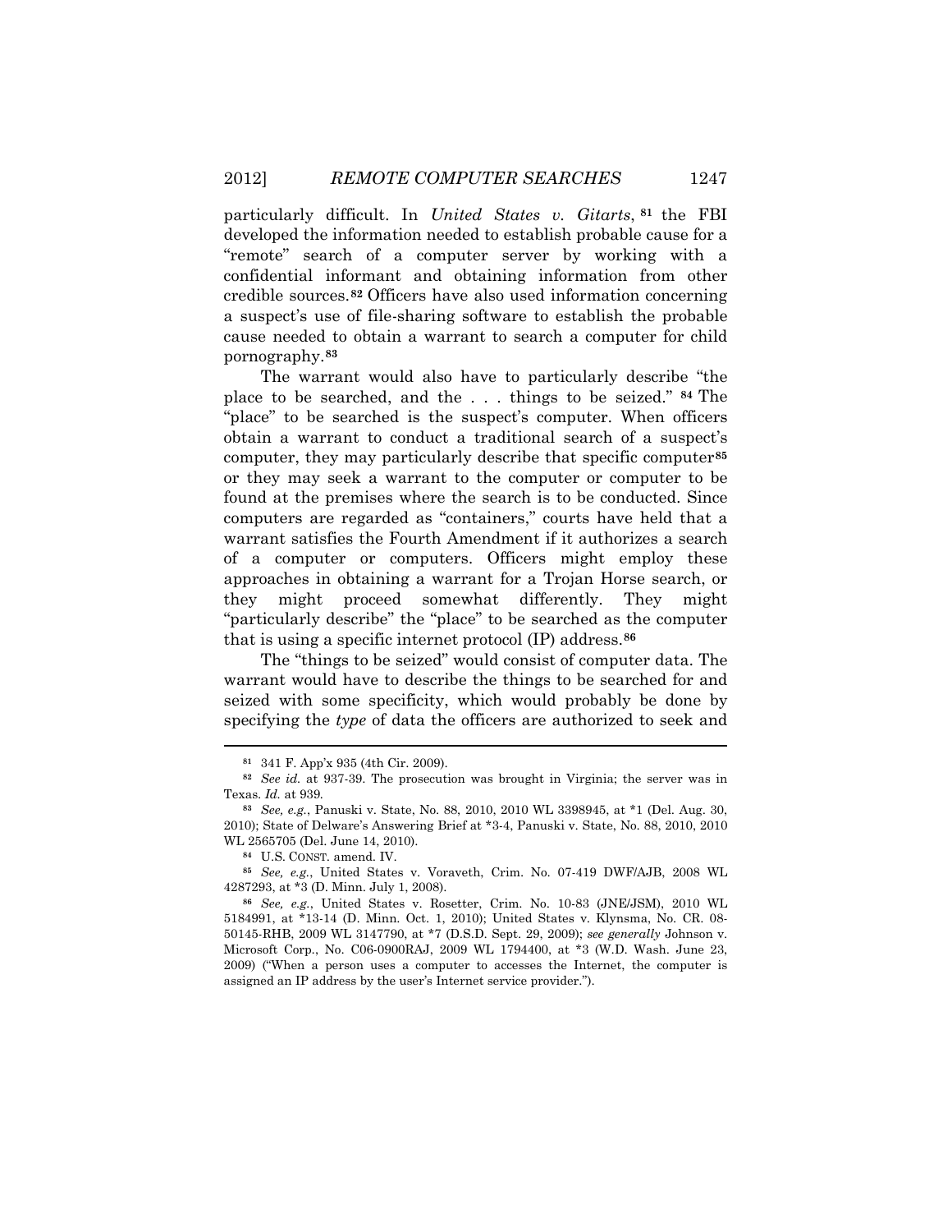particularly difficult. In *United States v. Gitarts*,[81] the FBI developed the information needed to establish probable cause for a "remote" search of a computer server by working with a confidential informant and obtaining information from other credible sources.[82] Officers have also used information concerning a suspect's use of file-sharing software to establish the probable cause needed to obtain a warrant to search a computer for child pornography.[83]

The warrant would also have to particularly describe "the place to be searched, and the . . . things to be seized."[84] The "place" to be searched is the suspect's computer. When officers obtain a warrant to conduct a traditional search of a suspect's computer, they may particularly describe that specific computer[85] or they may seek a warrant to the computer or computer to be found at the premises where the search is to be conducted. Since computers are regarded as "containers," courts have held that a warrant satisfies the Fourth Amendment if it authorizes a search of a computer or computers. Officers might employ these approaches in obtaining a warrant for a Trojan Horse search, or they might proceed somewhat differently. They might "particularly describe" the "place" to be searched as the computer that is using a specific internet protocol (IP) address.[86]

The "things to be seized" would consist of computer data. The warrant would have to describe the things to be searched for and seized with some specificity, which would probably be done by specifying the *type* of data the officers are authorized to seek and

---

[81] 341 F. App'x 935 (4th Cir. 2009).

[82] *See id.* at 937-39. The prosecution was brought in Virginia; the server was in Texas. *Id.* at 939.

[83] *See, e.g.*, Panuski v. State, No. 88, 2010, 2010 WL 3398945, at *1 (Del. Aug. 30, 2010); State of Delware's Answering Brief at *3-4, Panuski v. State, No. 88, 2010, 2010 WL 2565705 (Del. June 14, 2010).

[84] U.S. CONST. amend. IV.

[85] *See, e.g.*, United States v. Voraveth, Crim. No. 07-419 DWF/AJB, 2008 WL 4287293, at *3 (D. Minn. July 1, 2008).

[86] *See, e.g.*, United States v. Rosetter, Crim. No. 10-83 (JNE/JSM), 2010 WL 5184991, at *13-14 (D. Minn. Oct. 1, 2010); United States v. Klynsma, No. CR. 08-50145-RHB, 2009 WL 3147790, at *7 (D.S.D. Sept. 29, 2009); *see generally* Johnson v. Microsoft Corp., No. C06-0900RAJ, 2009 WL 1794400, at *3 (W.D. Wash. June 23, 2009) ("When a person uses a computer to accesses the Internet, the computer is assigned an IP address by the user's Internet service provider.").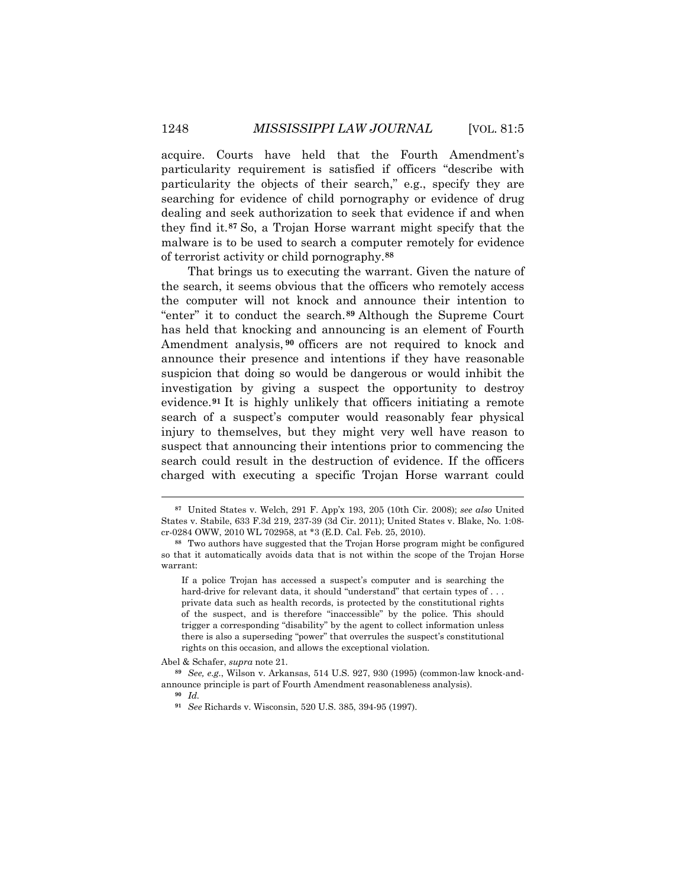acquire. Courts have held that the Fourth Amendment's particularity requirement is satisfied if officers "describe with particularity the objects of their search," e.g., specify they are searching for evidence of child pornography or evidence of drug dealing and seek authorization to seek that evidence if and when they find it.[87] So, a Trojan Horse warrant might specify that the malware is to be used to search a computer remotely for evidence of terrorist activity or child pornography.[88]

That brings us to executing the warrant. Given the nature of the search, it seems obvious that the officers who remotely access the computer will not knock and announce their intention to "enter" it to conduct the search.[89] Although the Supreme Court has held that knocking and announcing is an element of Fourth Amendment analysis,[90] officers are not required to knock and announce their presence and intentions if they have reasonable suspicion that doing so would be dangerous or would inhibit the investigation by giving a suspect the opportunity to destroy evidence.[91] It is highly unlikely that officers initiating a remote search of a suspect's computer would reasonably fear physical injury to themselves, but they might very well have reason to suspect that announcing their intentions prior to commencing the search could result in the destruction of evidence. If the officers charged with executing a specific Trojan Horse warrant could

---

[87] United States v. Welch, 291 F. App'x 193, 205 (10th Cir. 2008); *see also* United States v. Stabile, 633 F.3d 219, 237-39 (3d Cir. 2011); United States v. Blake, No. 1:08-cr-0284 OWW, 2010 WL 702958, at *3 (E.D. Cal. Feb. 25, 2010).

[88] Two authors have suggested that the Trojan Horse program might be configured so that it automatically avoids data that is not within the scope of the Trojan Horse warrant:

> If a police Trojan has accessed a suspect's computer and is searching the hard-drive for relevant data, it should "understand" that certain types of . . . private data such as health records, is protected by the constitutional rights of the suspect, and is therefore "inaccessible" by the police. This should trigger a corresponding "disability" by the agent to collect information unless there is also a superseding "power" that overrules the suspect's constitutional rights on this occasion, and allows the exceptional violation.

Abel & Schafer, *supra* note 21.

[89] *See, e.g.*, Wilson v. Arkansas, 514 U.S. 927, 930 (1995) (common-law knock-and-announce principle is part of Fourth Amendment reasonableness analysis).

[90] *Id.*

[91] *See* Richards v. Wisconsin, 520 U.S. 385, 394-95 (1997).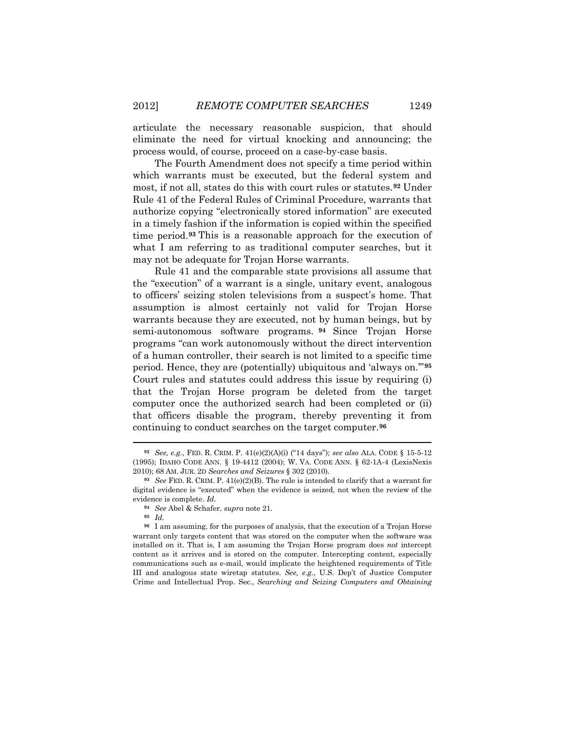articulate the necessary reasonable suspicion, that should eliminate the need for virtual knocking and announcing; the process would, of course, proceed on a case-by-case basis.

The Fourth Amendment does not specify a time period within which warrants must be executed, but the federal system and most, if not all, states do this with court rules or statutes.[92] Under Rule 41 of the Federal Rules of Criminal Procedure, warrants that authorize copying "electronically stored information" are executed in a timely fashion if the information is copied within the specified time period.[93] This is a reasonable approach for the execution of what I am referring to as traditional computer searches, but it may not be adequate for Trojan Horse warrants.

Rule 41 and the comparable state provisions all assume that the "execution" of a warrant is a single, unitary event, analogous to officers' seizing stolen televisions from a suspect's home. That assumption is almost certainly not valid for Trojan Horse warrants because they are executed, not by human beings, but by semi-autonomous software programs.[94] Since Trojan Horse programs "can work autonomously without the direct intervention of a human controller, their search is not limited to a specific time period. Hence, they are (potentially) ubiquitous and 'always on.'"[95] Court rules and statutes could address this issue by requiring (i) that the Trojan Horse program be deleted from the target computer once the authorized search had been completed or (ii) that officers disable the program, thereby preventing it from continuing to conduct searches on the target computer.[96]

---

[92] *See, e.g.*, FED. R. CRIM. P. 41(e)(2)(A)(i) ("14 days"); *see also* ALA. CODE § 15-5-12 (1995); IDAHO CODE ANN. § 19-4412 (2004); W. VA. CODE ANN. § 62-1A-4 (LexisNexis 2010); 68 AM. JUR. 2D *Searches and Seizures* § 302 (2010).

[93] *See* FED. R. CRIM. P. 41(e)(2)(B). The rule is intended to clarify that a warrant for digital evidence is "executed" when the evidence is seized, not when the review of the evidence is complete. *Id.*

[94] *See* Abel & Schafer, *supra* note 21.

[95] *Id.*

[96] I am assuming, for the purposes of analysis, that the execution of a Trojan Horse warrant only targets content that was stored on the computer when the software was installed on it. That is, I am assuming the Trojan Horse program does *not* intercept content as it arrives and is stored on the computer. Intercepting content, especially communications such as e-mail, would implicate the heightened requirements of Title III and analogous state wiretap statutes. *See, e.g.*, U.S. Dep't of Justice Computer Crime and Intellectual Prop. Sec., *Searching and Seizing Computers and Obtaining*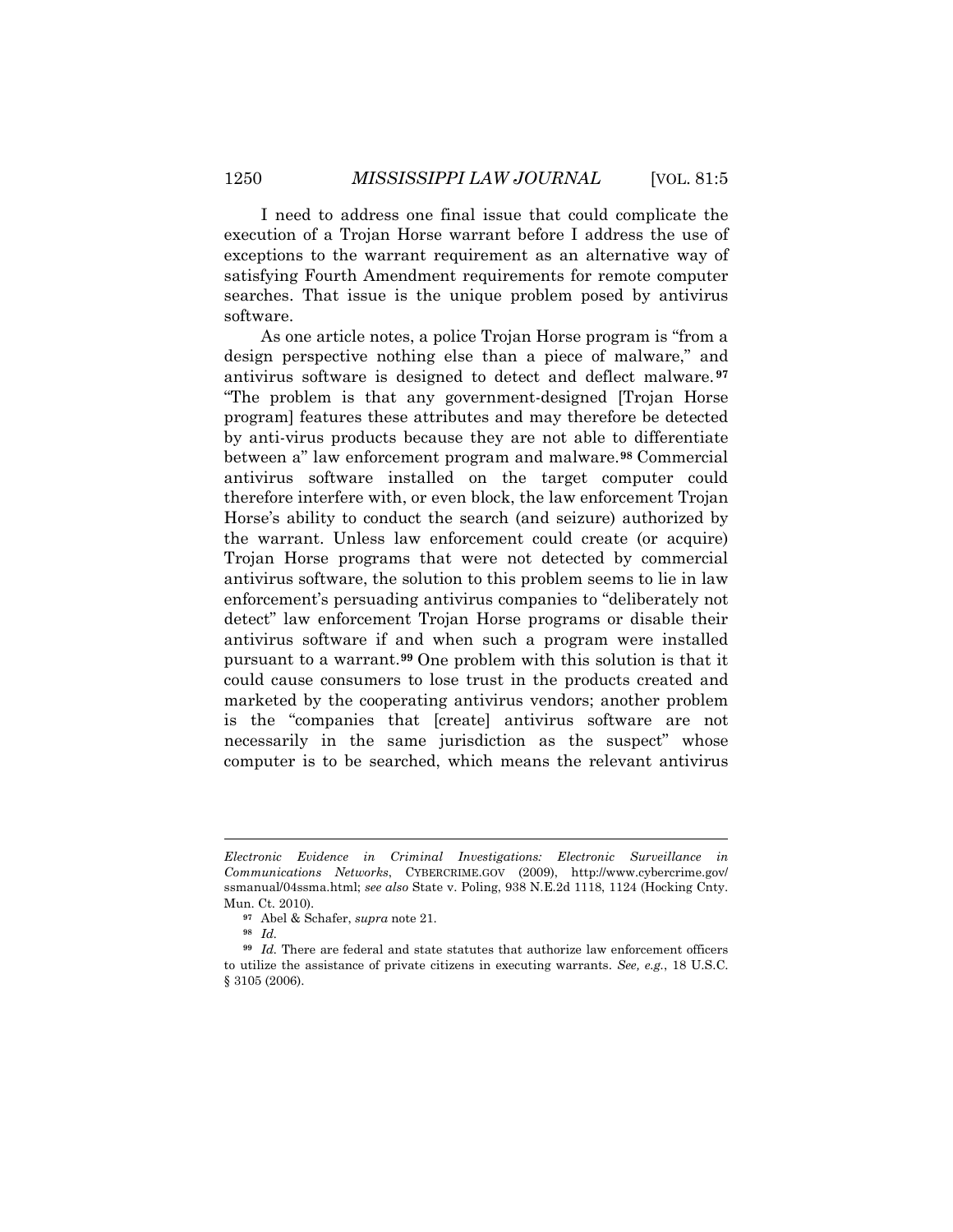I need to address one final issue that could complicate the execution of a Trojan Horse warrant before I address the use of exceptions to the warrant requirement as an alternative way of satisfying Fourth Amendment requirements for remote computer searches. That issue is the unique problem posed by antivirus software.

As one article notes, a police Trojan Horse program is "from a design perspective nothing else than a piece of malware," and antivirus software is designed to detect and deflect malware.[97] "The problem is that any government-designed [Trojan Horse program] features these attributes and may therefore be detected by anti-virus products because they are not able to differentiate between a" law enforcement program and malware.[98] Commercial antivirus software installed on the target computer could therefore interfere with, or even block, the law enforcement Trojan Horse's ability to conduct the search (and seizure) authorized by the warrant. Unless law enforcement could create (or acquire) Trojan Horse programs that were not detected by commercial antivirus software, the solution to this problem seems to lie in law enforcement's persuading antivirus companies to "deliberately not detect" law enforcement Trojan Horse programs or disable their antivirus software if and when such a program were installed pursuant to a warrant.[99] One problem with this solution is that it could cause consumers to lose trust in the products created and marketed by the cooperating antivirus vendors; another problem is the "companies that [create] antivirus software are not necessarily in the same jurisdiction as the suspect" whose computer is to be searched, which means the relevant antivirus

---

*Electronic Evidence in Criminal Investigations: Electronic Surveillance in Communications Networks*, CYBERCRIME.GOV (2009), http://www.cybercrime.gov/ssmanual/04ssma.html; *see also* State v. Poling, 938 N.E.2d 1118, 1124 (Hocking Cnty. Mun. Ct. 2010).

[97] Abel & Schafer, *supra* note 21.

[98] *Id.*

[99] *Id.* There are federal and state statutes that authorize law enforcement officers to utilize the assistance of private citizens in executing warrants. *See, e.g.*, 18 U.S.C. § 3105 (2006).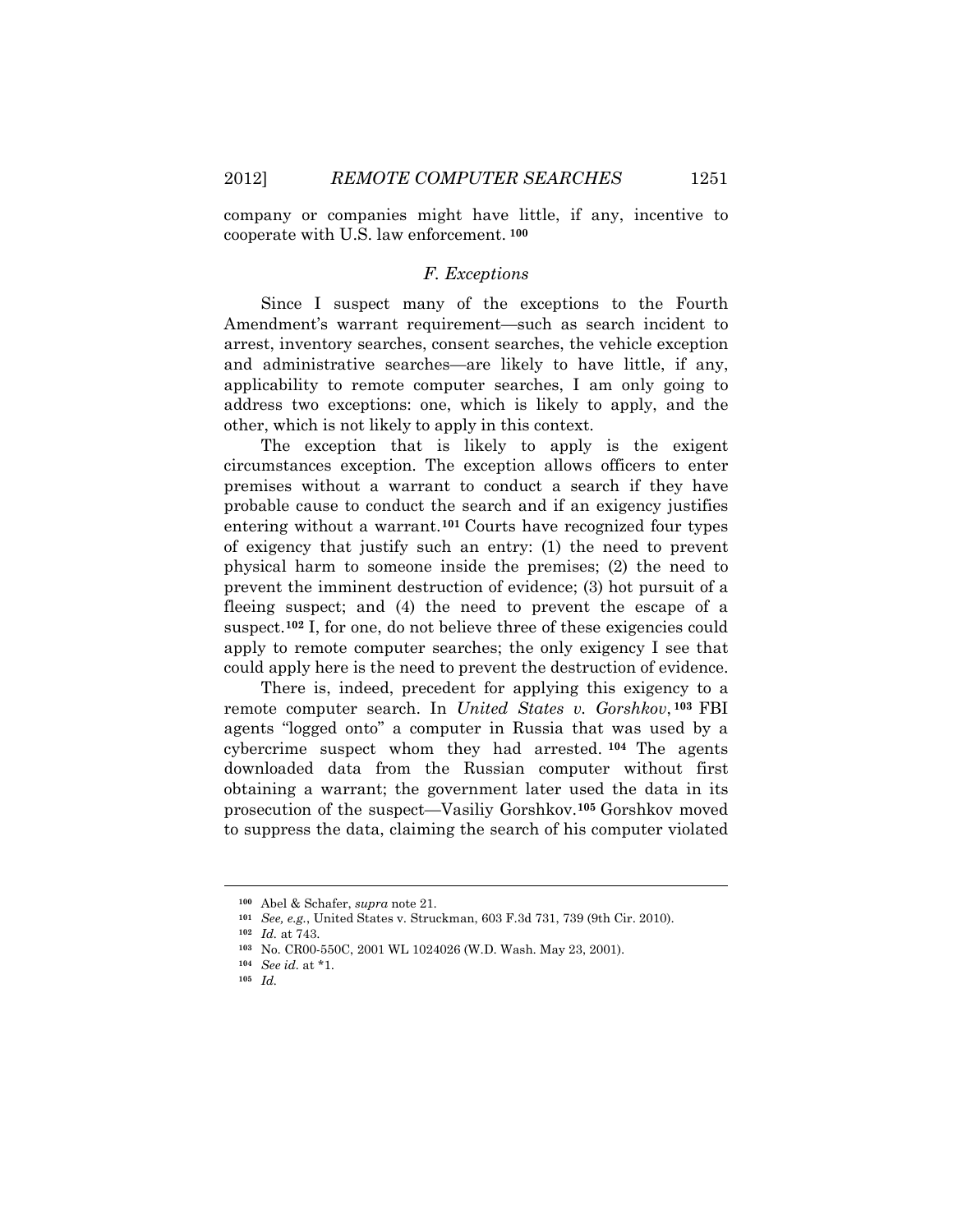company or companies might have little, if any, incentive to cooperate with U.S. law enforcement.[100]

### *F. Exceptions*

Since I suspect many of the exceptions to the Fourth Amendment's warrant requirement—such as search incident to arrest, inventory searches, consent searches, the vehicle exception and administrative searches—are likely to have little, if any, applicability to remote computer searches, I am only going to address two exceptions: one, which is likely to apply, and the other, which is not likely to apply in this context.

The exception that is likely to apply is the exigent circumstances exception. The exception allows officers to enter premises without a warrant to conduct a search if they have probable cause to conduct the search and if an exigency justifies entering without a warrant.[101] Courts have recognized four types of exigency that justify such an entry: (1) the need to prevent physical harm to someone inside the premises; (2) the need to prevent the imminent destruction of evidence; (3) hot pursuit of a fleeing suspect; and (4) the need to prevent the escape of a suspect.[102] I, for one, do not believe three of these exigencies could apply to remote computer searches; the only exigency I see that could apply here is the need to prevent the destruction of evidence.

There is, indeed, precedent for applying this exigency to a remote computer search. In *United States v. Gorshkov*,[103] FBI agents "logged onto" a computer in Russia that was used by a cybercrime suspect whom they had arrested.[104] The agents downloaded data from the Russian computer without first obtaining a warrant; the government later used the data in its prosecution of the suspect—Vasiliy Gorshkov.[105] Gorshkov moved to suppress the data, claiming the search of his computer violated

---

[100] Abel & Schafer, *supra* note 21.

[101] *See, e.g.*, United States v. Struckman, 603 F.3d 731, 739 (9th Cir. 2010).

[102] *Id.* at 743.

[103] No. CR00-550C, 2001 WL 1024026 (W.D. Wash. May 23, 2001).

[104] *See id.* at *1.

[105] *Id.*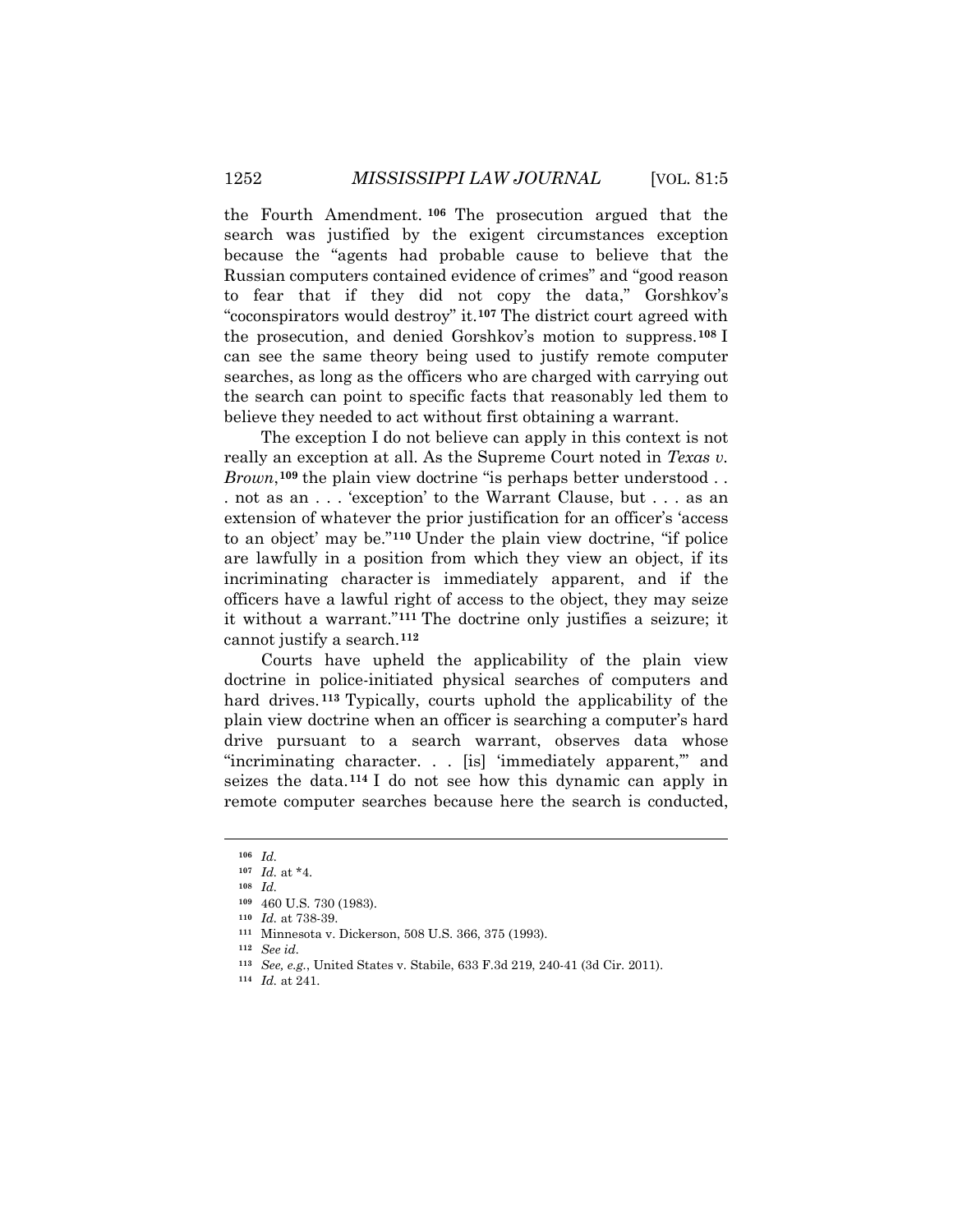the Fourth Amendment.[106] The prosecution argued that the search was justified by the exigent circumstances exception because the "agents had probable cause to believe that the Russian computers contained evidence of crimes" and "good reason to fear that if they did not copy the data," Gorshkov's "coconspirators would destroy" it.[107] The district court agreed with the prosecution, and denied Gorshkov's motion to suppress.[108] I can see the same theory being used to justify remote computer searches, as long as the officers who are charged with carrying out the search can point to specific facts that reasonably led them to believe they needed to act without first obtaining a warrant.

The exception I do not believe can apply in this context is not really an exception at all. As the Supreme Court noted in *Texas v. Brown*,[109] the plain view doctrine "is perhaps better understood . . . not as an . . . 'exception' to the Warrant Clause, but . . . as an extension of whatever the prior justification for an officer's 'access to an object' may be."[110] Under the plain view doctrine, "if police are lawfully in a position from which they view an object, if its incriminating character is immediately apparent, and if the officers have a lawful right of access to the object, they may seize it without a warrant."[111] The doctrine only justifies a seizure; it cannot justify a search.[112]

Courts have upheld the applicability of the plain view doctrine in police-initiated physical searches of computers and hard drives.[113] Typically, courts uphold the applicability of the plain view doctrine when an officer is searching a computer's hard drive pursuant to a search warrant, observes data whose "incriminating character. . . [is] 'immediately apparent,'" and seizes the data.[114] I do not see how this dynamic can apply in remote computer searches because here the search is conducted,

---

[106] *Id.*

[107] *Id.* at *4.

[108] *Id.*

[109] 460 U.S. 730 (1983).

[110] *Id.* at 738-39.

[111] Minnesota v. Dickerson, 508 U.S. 366, 375 (1993).

[112] *See id.*

[113] *See, e.g.*, United States v. Stabile, 633 F.3d 219, 240-41 (3d Cir. 2011).

[114] *Id.* at 241.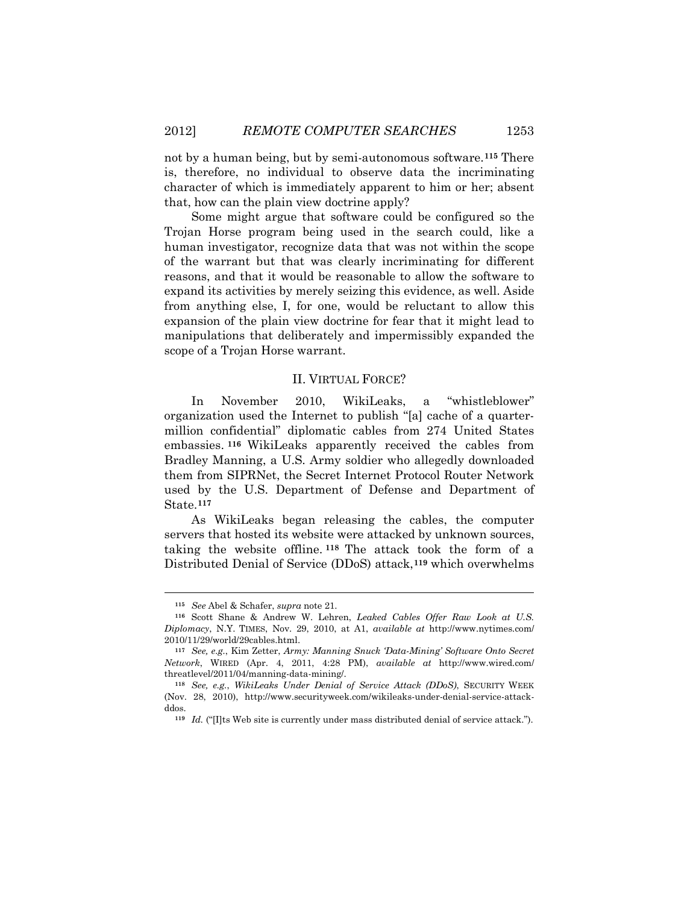not by a human being, but by semi-autonomous software.[115] There is, therefore, no individual to observe data the incriminating character of which is immediately apparent to him or her; absent that, how can the plain view doctrine apply?

Some might argue that software could be configured so the Trojan Horse program being used in the search could, like a human investigator, recognize data that was not within the scope of the warrant but that was clearly incriminating for different reasons, and that it would be reasonable to allow the software to expand its activities by merely seizing this evidence, as well. Aside from anything else, I, for one, would be reluctant to allow this expansion of the plain view doctrine for fear that it might lead to manipulations that deliberately and impermissibly expanded the scope of a Trojan Horse warrant.

## II. VIRTUAL FORCE?

In November 2010, WikiLeaks, a "whistleblower" organization used the Internet to publish "[a] cache of a quarter-million confidential" diplomatic cables from 274 United States embassies.[116] WikiLeaks apparently received the cables from Bradley Manning, a U.S. Army soldier who allegedly downloaded them from SIPRNet, the Secret Internet Protocol Router Network used by the U.S. Department of Defense and Department of State.[117]

As WikiLeaks began releasing the cables, the computer servers that hosted its website were attacked by unknown sources, taking the website offline.[118] The attack took the form of a Distributed Denial of Service (DDoS) attack,[119] which overwhelms

---

[115] *See* Abel & Schafer, *supra* note 21.

[116] Scott Shane & Andrew W. Lehren, *Leaked Cables Offer Raw Look at U.S. Diplomacy*, N.Y. TIMES, Nov. 29, 2010, at A1, *available at* http://www.nytimes.com/2010/11/29/world/29cables.html.

[117] *See, e.g.*, Kim Zetter, *Army: Manning Snuck 'Data-Mining' Software Onto Secret Network*, WIRED (Apr. 4, 2011, 4:28 PM), *available at* http://www.wired.com/threatlevel/2011/04/manning-data-mining/.

[118] *See, e.g.*, *WikiLeaks Under Denial of Service Attack (DDoS)*, SECURITY WEEK (Nov. 28, 2010), http://www.securityweek.com/wikileaks-under-denial-service-attack-ddos.

[119] *Id.* ("[I]ts Web site is currently under mass distributed denial of service attack.").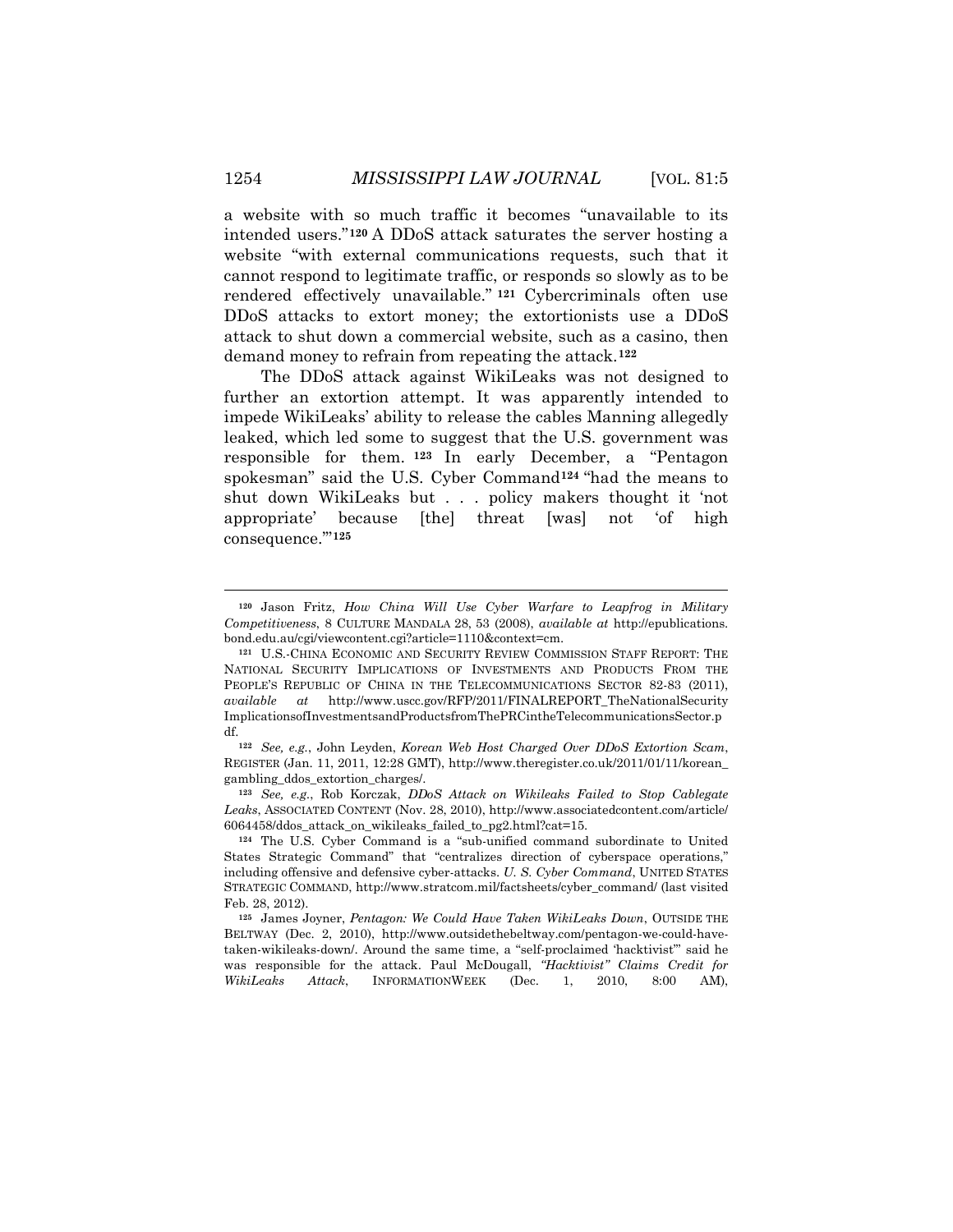a website with so much traffic it becomes "unavailable to its intended users."[120] A DDoS attack saturates the server hosting a website "with external communications requests, such that it cannot respond to legitimate traffic, or responds so slowly as to be rendered effectively unavailable." [121] Cybercriminals often use DDoS attacks to extort money; the extortionists use a DDoS attack to shut down a commercial website, such as a casino, then demand money to refrain from repeating the attack.[122]

The DDoS attack against WikiLeaks was not designed to further an extortion attempt. It was apparently intended to impede WikiLeaks' ability to release the cables Manning allegedly leaked, which led some to suggest that the U.S. government was responsible for them. [123] In early December, a "Pentagon spokesman" said the U.S. Cyber Command[124] "had the means to shut down WikiLeaks but . . . policy makers thought it 'not appropriate' because [the] threat [was] not 'of high consequence.'"[125]

---

[120] Jason Fritz, *How China Will Use Cyber Warfare to Leapfrog in Military Competitiveness*, 8 CULTURE MANDALA 28, 53 (2008), *available at* http://epublications.bond.edu.au/cgi/viewcontent.cgi?article=1110&context=cm.

[121] U.S.-CHINA ECONOMIC AND SECURITY REVIEW COMMISSION STAFF REPORT: THE NATIONAL SECURITY IMPLICATIONS OF INVESTMENTS AND PRODUCTS FROM THE PEOPLE'S REPUBLIC OF CHINA IN THE TELECOMMUNICATIONS SECTOR 82-83 (2011), *available at* http://www.uscc.gov/RFP/2011/FINALREPORT_TheNationalSecurityImplicationsofInvestmentsandProductsfromThePRCintheTelecommunicationsSector.pdf.

[122] *See, e.g.*, John Leyden, *Korean Web Host Charged Over DDoS Extortion Scam*, REGISTER (Jan. 11, 2011, 12:28 GMT), http://www.theregister.co.uk/2011/01/11/korean_gambling_ddos_extortion_charges/.

[123] *See, e.g.*, Rob Korczak, *DDoS Attack on Wikileaks Failed to Stop Cablegate Leaks*, ASSOCIATED CONTENT (Nov. 28, 2010), http://www.associatedcontent.com/article/6064458/ddos_attack_on_wikileaks_failed_to_pg2.html?cat=15.

[124] The U.S. Cyber Command is a "sub-unified command subordinate to United States Strategic Command" that "centralizes direction of cyberspace operations," including offensive and defensive cyber-attacks. *U. S. Cyber Command*, UNITED STATES STRATEGIC COMMAND, http://www.stratcom.mil/factsheets/cyber_command/ (last visited Feb. 28, 2012).

[125] James Joyner, *Pentagon: We Could Have Taken WikiLeaks Down*, OUTSIDE THE BELTWAY (Dec. 2, 2010), http://www.outsidethebeltway.com/pentagon-we-could-have-taken-wikileaks-down/. Around the same time, a "self-proclaimed 'hacktivist'" said he was responsible for the attack. Paul McDougall, *"Hacktivist" Claims Credit for WikiLeaks Attack*, INFORMATIONWEEK (Dec. 1, 2010, 8:00 AM),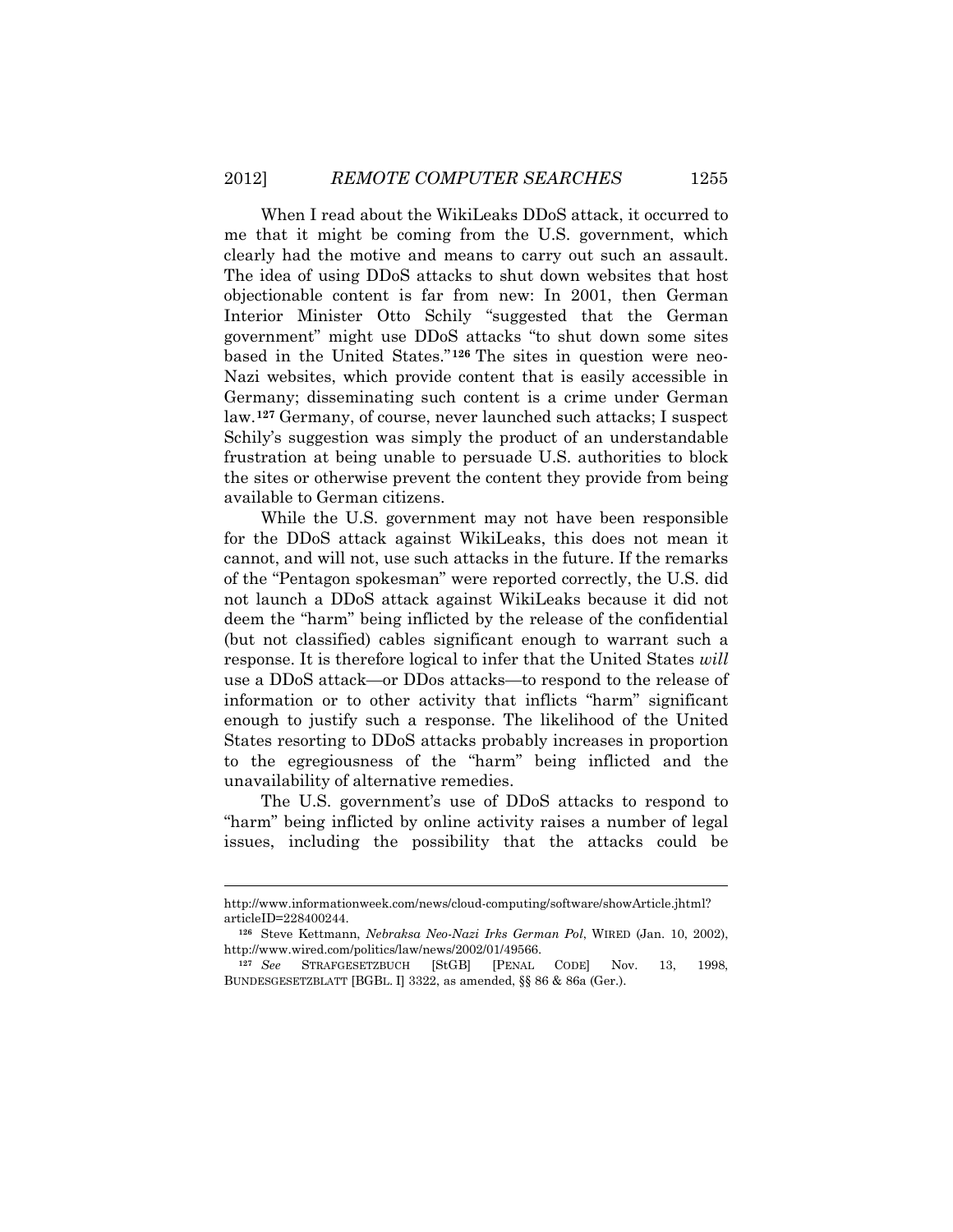When I read about the WikiLeaks DDoS attack, it occurred to me that it might be coming from the U.S. government, which clearly had the motive and means to carry out such an assault. The idea of using DDoS attacks to shut down websites that host objectionable content is far from new: In 2001, then German Interior Minister Otto Schily "suggested that the German government" might use DDoS attacks "to shut down some sites based in the United States."[126] The sites in question were neo-Nazi websites, which provide content that is easily accessible in Germany; disseminating such content is a crime under German law.[127] Germany, of course, never launched such attacks; I suspect Schily's suggestion was simply the product of an understandable frustration at being unable to persuade U.S. authorities to block the sites or otherwise prevent the content they provide from being available to German citizens.

While the U.S. government may not have been responsible for the DDoS attack against WikiLeaks, this does not mean it cannot, and will not, use such attacks in the future. If the remarks of the "Pentagon spokesman" were reported correctly, the U.S. did not launch a DDoS attack against WikiLeaks because it did not deem the "harm" being inflicted by the release of the confidential (but not classified) cables significant enough to warrant such a response. It is therefore logical to infer that the United States *will* use a DDoS attack—or DDos attacks—to respond to the release of information or to other activity that inflicts "harm" significant enough to justify such a response. The likelihood of the United States resorting to DDoS attacks probably increases in proportion to the egregiousness of the "harm" being inflicted and the unavailability of alternative remedies.

The U.S. government's use of DDoS attacks to respond to "harm" being inflicted by online activity raises a number of legal issues, including the possibility that the attacks could be

---

http://www.informationweek.com/news/cloud-computing/software/showArticle.jhtml?articleID=228400244.

[126] Steve Kettmann, *Nebraksa Neo-Nazi Irks German Pol*, WIRED (Jan. 10, 2002), http://www.wired.com/politics/law/news/2002/01/49566.

[127] *See* STRAFGESETZBUCH [StGB] [PENAL CODE] Nov. 13, 1998, BUNDESGESETZBLATT [BGBL. I] 3322, as amended, §§ 86 & 86a (Ger.).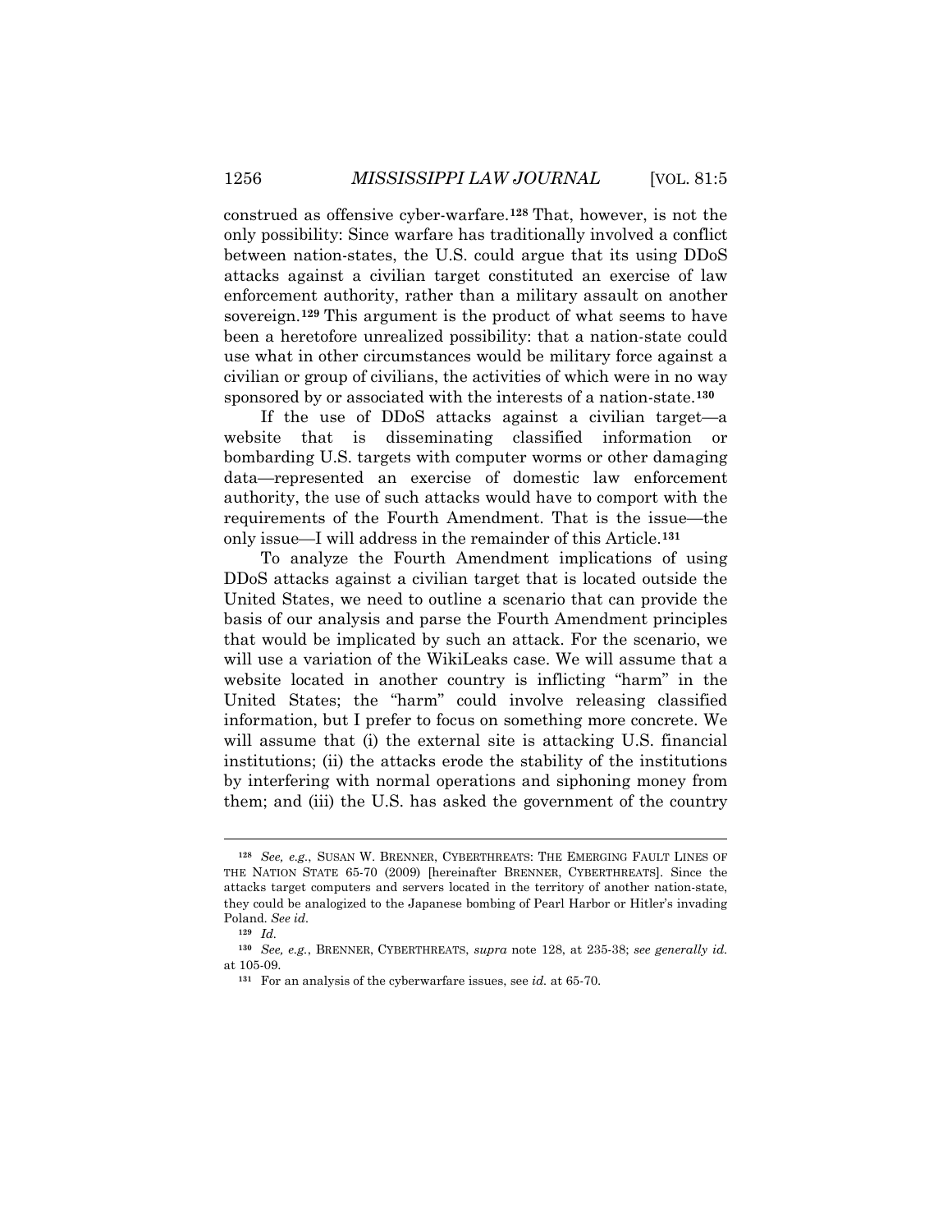construed as offensive cyber-warfare.[128] That, however, is not the only possibility: Since warfare has traditionally involved a conflict between nation-states, the U.S. could argue that its using DDoS attacks against a civilian target constituted an exercise of law enforcement authority, rather than a military assault on another sovereign.[129] This argument is the product of what seems to have been a heretofore unrealized possibility: that a nation-state could use what in other circumstances would be military force against a civilian or group of civilians, the activities of which were in no way sponsored by or associated with the interests of a nation-state.[130]

If the use of DDoS attacks against a civilian target—a website that is disseminating classified information or bombarding U.S. targets with computer worms or other damaging data—represented an exercise of domestic law enforcement authority, the use of such attacks would have to comport with the requirements of the Fourth Amendment. That is the issue—the only issue—I will address in the remainder of this Article.[131]

To analyze the Fourth Amendment implications of using DDoS attacks against a civilian target that is located outside the United States, we need to outline a scenario that can provide the basis of our analysis and parse the Fourth Amendment principles that would be implicated by such an attack. For the scenario, we will use a variation of the WikiLeaks case. We will assume that a website located in another country is inflicting "harm" in the United States; the "harm" could involve releasing classified information, but I prefer to focus on something more concrete. We will assume that (i) the external site is attacking U.S. financial institutions; (ii) the attacks erode the stability of the institutions by interfering with normal operations and siphoning money from them; and (iii) the U.S. has asked the government of the country

---

[128] *See, e.g.*, SUSAN W. BRENNER, CYBERTHREATS: THE EMERGING FAULT LINES OF THE NATION STATE 65-70 (2009) [hereinafter BRENNER, CYBERTHREATS]. Since the attacks target computers and servers located in the territory of another nation-state, they could be analogized to the Japanese bombing of Pearl Harbor or Hitler's invading Poland. *See id.*

[129] *Id.*

[130] *See, e.g.*, BRENNER, CYBERTHREATS, *supra* note 128, at 235-38; *see generally id.* at 105-09.

[131] For an analysis of the cyberwarfare issues, see *id.* at 65-70.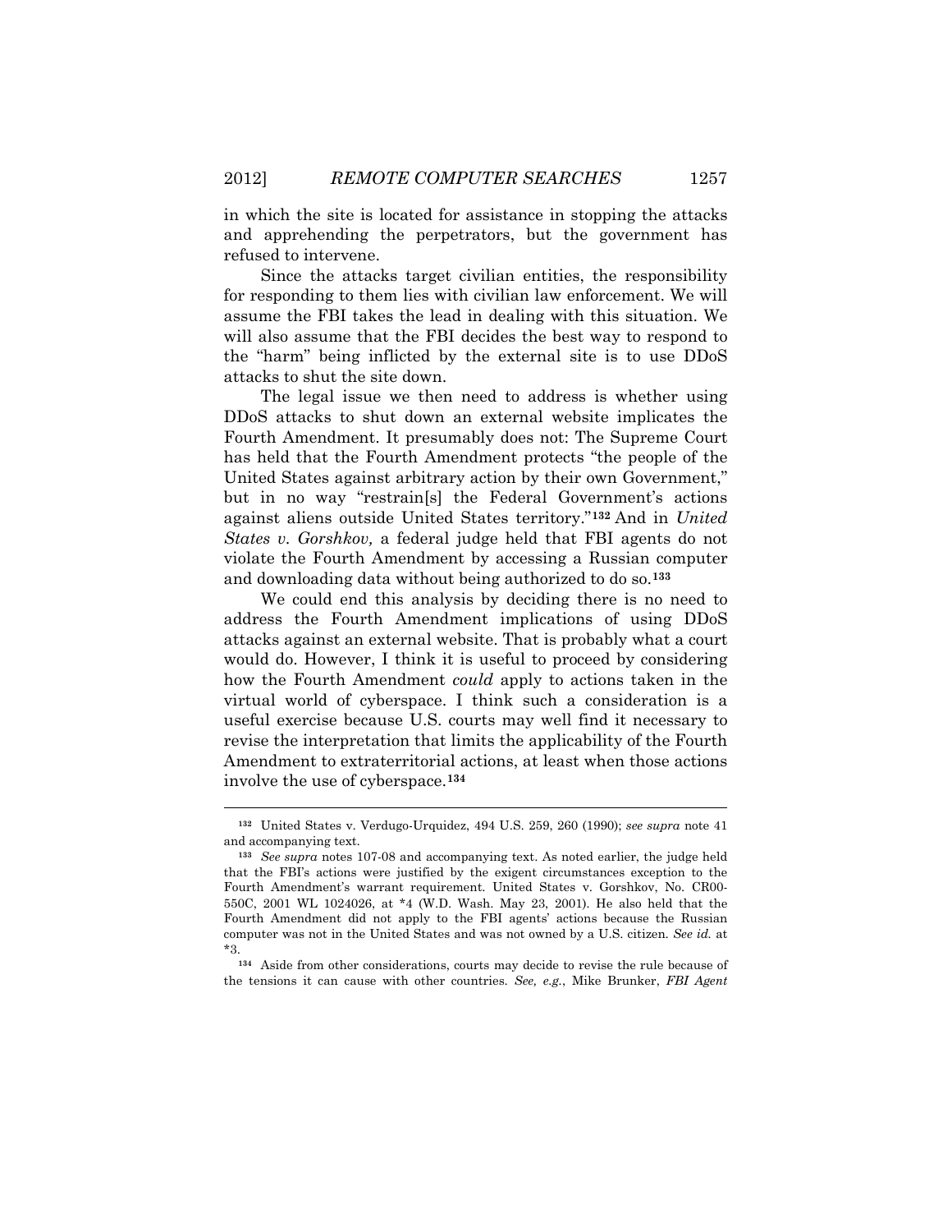in which the site is located for assistance in stopping the attacks and apprehending the perpetrators, but the government has refused to intervene.

Since the attacks target civilian entities, the responsibility for responding to them lies with civilian law enforcement. We will assume the FBI takes the lead in dealing with this situation. We will also assume that the FBI decides the best way to respond to the "harm" being inflicted by the external site is to use DDoS attacks to shut the site down.

The legal issue we then need to address is whether using DDoS attacks to shut down an external website implicates the Fourth Amendment. It presumably does not: The Supreme Court has held that the Fourth Amendment protects "the people of the United States against arbitrary action by their own Government," but in no way "restrain[s] the Federal Government's actions against aliens outside United States territory."[132] And in *United States v. Gorshkov,* a federal judge held that FBI agents do not violate the Fourth Amendment by accessing a Russian computer and downloading data without being authorized to do so.[133]

We could end this analysis by deciding there is no need to address the Fourth Amendment implications of using DDoS attacks against an external website. That is probably what a court would do. However, I think it is useful to proceed by considering how the Fourth Amendment *could* apply to actions taken in the virtual world of cyberspace. I think such a consideration is a useful exercise because U.S. courts may well find it necessary to revise the interpretation that limits the applicability of the Fourth Amendment to extraterritorial actions, at least when those actions involve the use of cyberspace.[134]

---

[132] United States v. Verdugo-Urquidez, 494 U.S. 259, 260 (1990); *see supra* note 41 and accompanying text.

[133] *See supra* notes 107-08 and accompanying text. As noted earlier, the judge held that the FBI's actions were justified by the exigent circumstances exception to the Fourth Amendment's warrant requirement. United States v. Gorshkov, No. CR00-550C, 2001 WL 1024026, at *4 (W.D. Wash. May 23, 2001). He also held that the Fourth Amendment did not apply to the FBI agents' actions because the Russian computer was not in the United States and was not owned by a U.S. citizen. *See id.* at *3.

[134] Aside from other considerations, courts may decide to revise the rule because of the tensions it can cause with other countries. *See, e.g.*, Mike Brunker, *FBI Agent*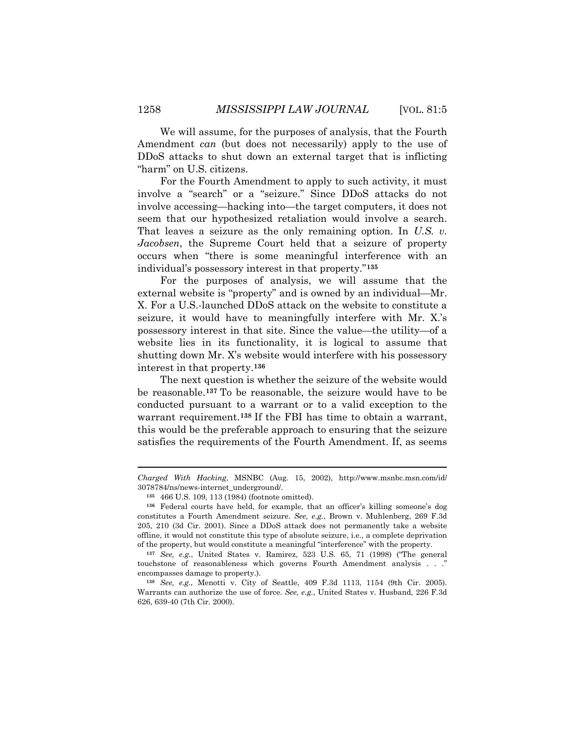We will assume, for the purposes of analysis, that the Fourth Amendment *can* (but does not necessarily) apply to the use of DDoS attacks to shut down an external target that is inflicting "harm" on U.S. citizens.

For the Fourth Amendment to apply to such activity, it must involve a "search" or a "seizure." Since DDoS attacks do not involve accessing—hacking into—the target computers, it does not seem that our hypothesized retaliation would involve a search. That leaves a seizure as the only remaining option. In *U.S. v. Jacobsen*, the Supreme Court held that a seizure of property occurs when "there is some meaningful interference with an individual's possessory interest in that property."[135]

For the purposes of analysis, we will assume that the external website is "property" and is owned by an individual—Mr. X. For a U.S.-launched DDoS attack on the website to constitute a seizure, it would have to meaningfully interfere with Mr. X.'s possessory interest in that site. Since the value—the utility—of a website lies in its functionality, it is logical to assume that shutting down Mr. X's website would interfere with his possessory interest in that property.[136]

The next question is whether the seizure of the website would be reasonable.[137] To be reasonable, the seizure would have to be conducted pursuant to a warrant or to a valid exception to the warrant requirement.[138] If the FBI has time to obtain a warrant, this would be the preferable approach to ensuring that the seizure satisfies the requirements of the Fourth Amendment. If, as seems

---

*Charged With Hacking*, MSNBC (Aug. 15, 2002), http://www.msnbc.msn.com/id/3078784/ns/news-internet_underground/.

[135] 466 U.S. 109, 113 (1984) (footnote omitted).

[136] Federal courts have held, for example, that an officer's killing someone's dog constitutes a Fourth Amendment seizure. *See, e.g.*, Brown v. Muhlenberg, 269 F.3d 205, 210 (3d Cir. 2001). Since a DDoS attack does not permanently take a website offline, it would not constitute this type of absolute seizure, i.e., a complete deprivation of the property, but would constitute a meaningful "interference" with the property.

[137] *See, e.g.*, United States v. Ramirez, 523 U.S. 65, 71 (1998) ("The general touchstone of reasonableness which governs Fourth Amendment analysis . . ." encompasses damage to property.).

[138] *See, e.g.*, Menotti v. City of Seattle, 409 F.3d 1113, 1154 (9th Cir. 2005). Warrants can authorize the use of force. *See, e.g.*, United States v. Husband, 226 F.3d 626, 639-40 (7th Cir. 2000).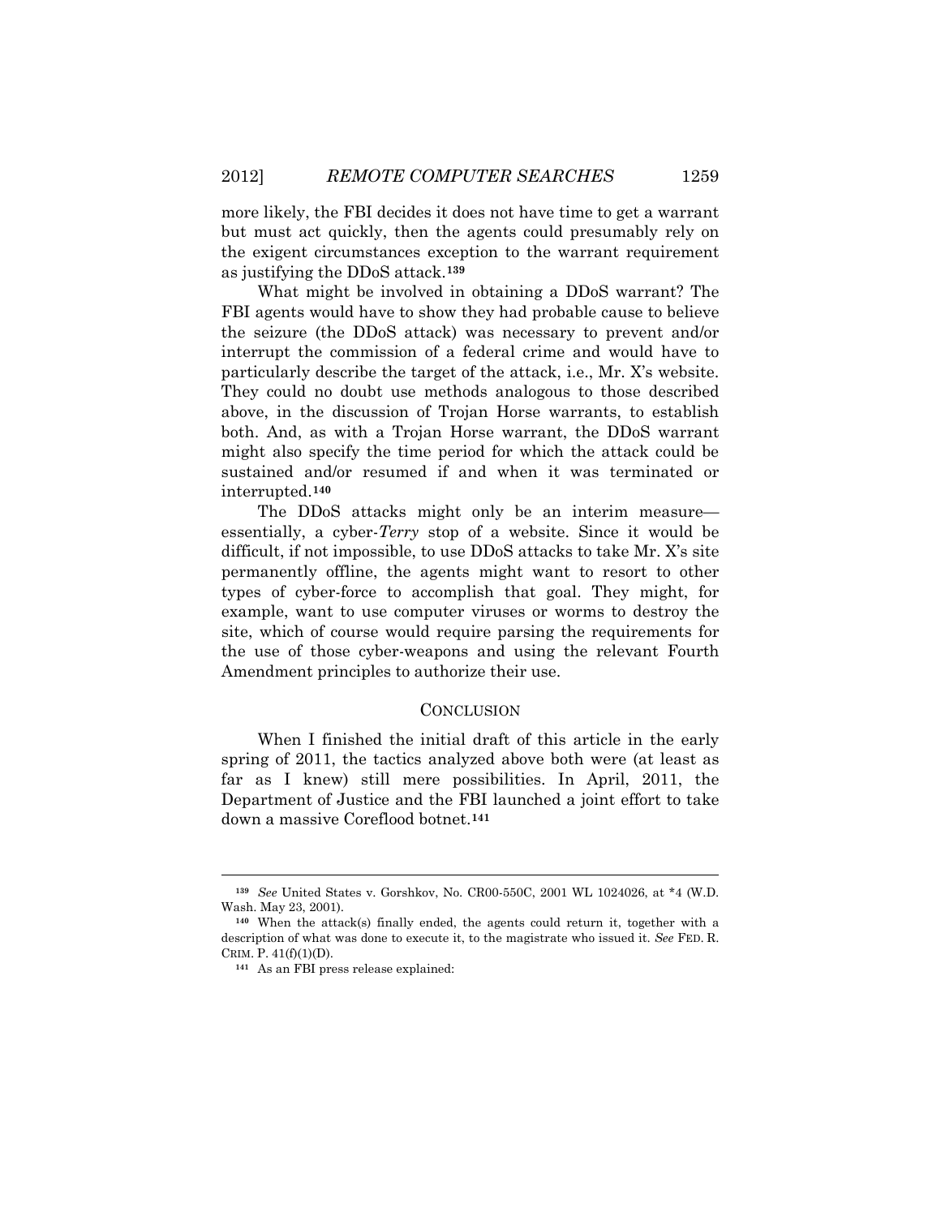more likely, the FBI decides it does not have time to get a warrant but must act quickly, then the agents could presumably rely on the exigent circumstances exception to the warrant requirement as justifying the DDoS attack.[139]

What might be involved in obtaining a DDoS warrant? The FBI agents would have to show they had probable cause to believe the seizure (the DDoS attack) was necessary to prevent and/or interrupt the commission of a federal crime and would have to particularly describe the target of the attack, i.e., Mr. X's website. They could no doubt use methods analogous to those described above, in the discussion of Trojan Horse warrants, to establish both. And, as with a Trojan Horse warrant, the DDoS warrant might also specify the time period for which the attack could be sustained and/or resumed if and when it was terminated or interrupted.[140]

The DDoS attacks might only be an interim measure—essentially, a cyber-*Terry* stop of a website. Since it would be difficult, if not impossible, to use DDoS attacks to take Mr. X's site permanently offline, the agents might want to resort to other types of cyber-force to accomplish that goal. They might, for example, want to use computer viruses or worms to destroy the site, which of course would require parsing the requirements for the use of those cyber-weapons and using the relevant Fourth Amendment principles to authorize their use.

## CONCLUSION

When I finished the initial draft of this article in the early spring of 2011, the tactics analyzed above both were (at least as far as I knew) still mere possibilities. In April, 2011, the Department of Justice and the FBI launched a joint effort to take down a massive Coreflood botnet.[141]

---

[139] *See* United States v. Gorshkov, No. CR00-550C, 2001 WL 1024026, at *4 (W.D. Wash. May 23, 2001).

[140] When the attack(s) finally ended, the agents could return it, together with a description of what was done to execute it, to the magistrate who issued it. *See* FED. R. CRIM. P. 41(f)(1)(D).

[141] As an FBI press release explained: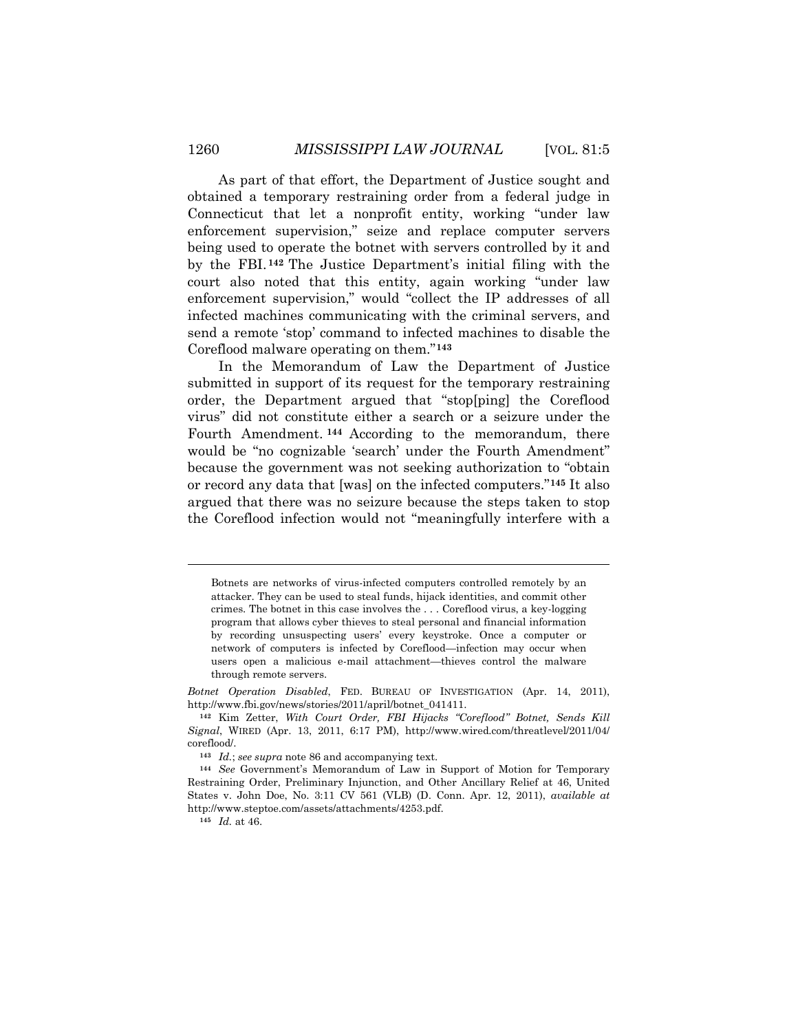As part of that effort, the Department of Justice sought and obtained a temporary restraining order from a federal judge in Connecticut that let a nonprofit entity, working "under law enforcement supervision," seize and replace computer servers being used to operate the botnet with servers controlled by it and by the FBI.[142] The Justice Department's initial filing with the court also noted that this entity, again working "under law enforcement supervision," would "collect the IP addresses of all infected machines communicating with the criminal servers, and send a remote 'stop' command to infected machines to disable the Coreflood malware operating on them."[143]

In the Memorandum of Law the Department of Justice submitted in support of its request for the temporary restraining order, the Department argued that "stop[ping] the Coreflood virus" did not constitute either a search or a seizure under the Fourth Amendment.[144] According to the memorandum, there would be "no cognizable 'search' under the Fourth Amendment" because the government was not seeking authorization to "obtain or record any data that [was] on the infected computers."[145] It also argued that there was no seizure because the steps taken to stop the Coreflood infection would not "meaningfully interfere with a

---

> Botnets are networks of virus-infected computers controlled remotely by an attacker. They can be used to steal funds, hijack identities, and commit other crimes. The botnet in this case involves the . . . Coreflood virus, a key-logging program that allows cyber thieves to steal personal and financial information by recording unsuspecting users' every keystroke. Once a computer or network of computers is infected by Coreflood—infection may occur when users open a malicious e-mail attachment—thieves control the malware through remote servers.

*Botnet Operation Disabled*, FED. BUREAU OF INVESTIGATION (Apr. 14, 2011), http://www.fbi.gov/news/stories/2011/april/botnet_041411.

[142] Kim Zetter, *With Court Order, FBI Hijacks "Coreflood" Botnet, Sends Kill Signal*, WIRED (Apr. 13, 2011, 6:17 PM), http://www.wired.com/threatlevel/2011/04/coreflood/.

[143] *Id.*; *see supra* note 86 and accompanying text.

[144] *See* Government's Memorandum of Law in Support of Motion for Temporary Restraining Order, Preliminary Injunction, and Other Ancillary Relief at 46, United States v. John Doe, No. 3:11 CV 561 (VLB) (D. Conn. Apr. 12, 2011), *available at* http://www.steptoe.com/assets/attachments/4253.pdf.

[145] *Id.* at 46.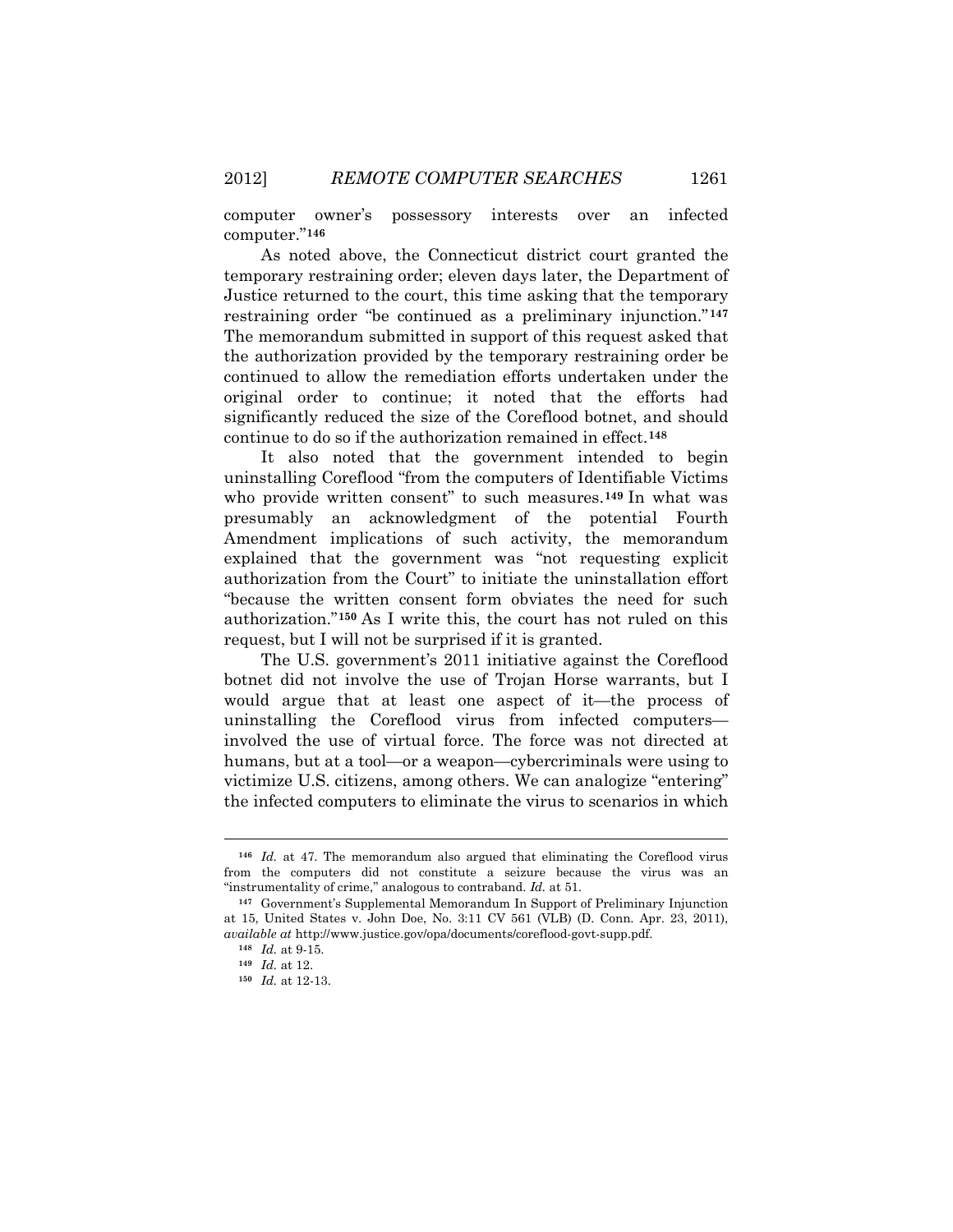computer owner's possessory interests over an infected computer."[146]

As noted above, the Connecticut district court granted the temporary restraining order; eleven days later, the Department of Justice returned to the court, this time asking that the temporary restraining order "be continued as a preliminary injunction."[147] The memorandum submitted in support of this request asked that the authorization provided by the temporary restraining order be continued to allow the remediation efforts undertaken under the original order to continue; it noted that the efforts had significantly reduced the size of the Coreflood botnet, and should continue to do so if the authorization remained in effect.[148]

It also noted that the government intended to begin uninstalling Coreflood "from the computers of Identifiable Victims who provide written consent" to such measures.[149] In what was presumably an acknowledgment of the potential Fourth Amendment implications of such activity, the memorandum explained that the government was "not requesting explicit authorization from the Court" to initiate the uninstallation effort "because the written consent form obviates the need for such authorization."[150] As I write this, the court has not ruled on this request, but I will not be surprised if it is granted.

The U.S. government's 2011 initiative against the Coreflood botnet did not involve the use of Trojan Horse warrants, but I would argue that at least one aspect of it—the process of uninstalling the Coreflood virus from infected computers—involved the use of virtual force. The force was not directed at humans, but at a tool—or a weapon—cybercriminals were using to victimize U.S. citizens, among others. We can analogize "entering" the infected computers to eliminate the virus to scenarios in which

---

[146] *Id.* at 47. The memorandum also argued that eliminating the Coreflood virus from the computers did not constitute a seizure because the virus was an "instrumentality of crime," analogous to contraband. *Id.* at 51.

[147] Government's Supplemental Memorandum In Support of Preliminary Injunction at 15, United States v. John Doe, No. 3:11 CV 561 (VLB) (D. Conn. Apr. 23, 2011), *available at* http://www.justice.gov/opa/documents/coreflood-govt-supp.pdf.

[148] *Id.* at 9-15.

[149] *Id.* at 12.

[150] *Id.* at 12-13.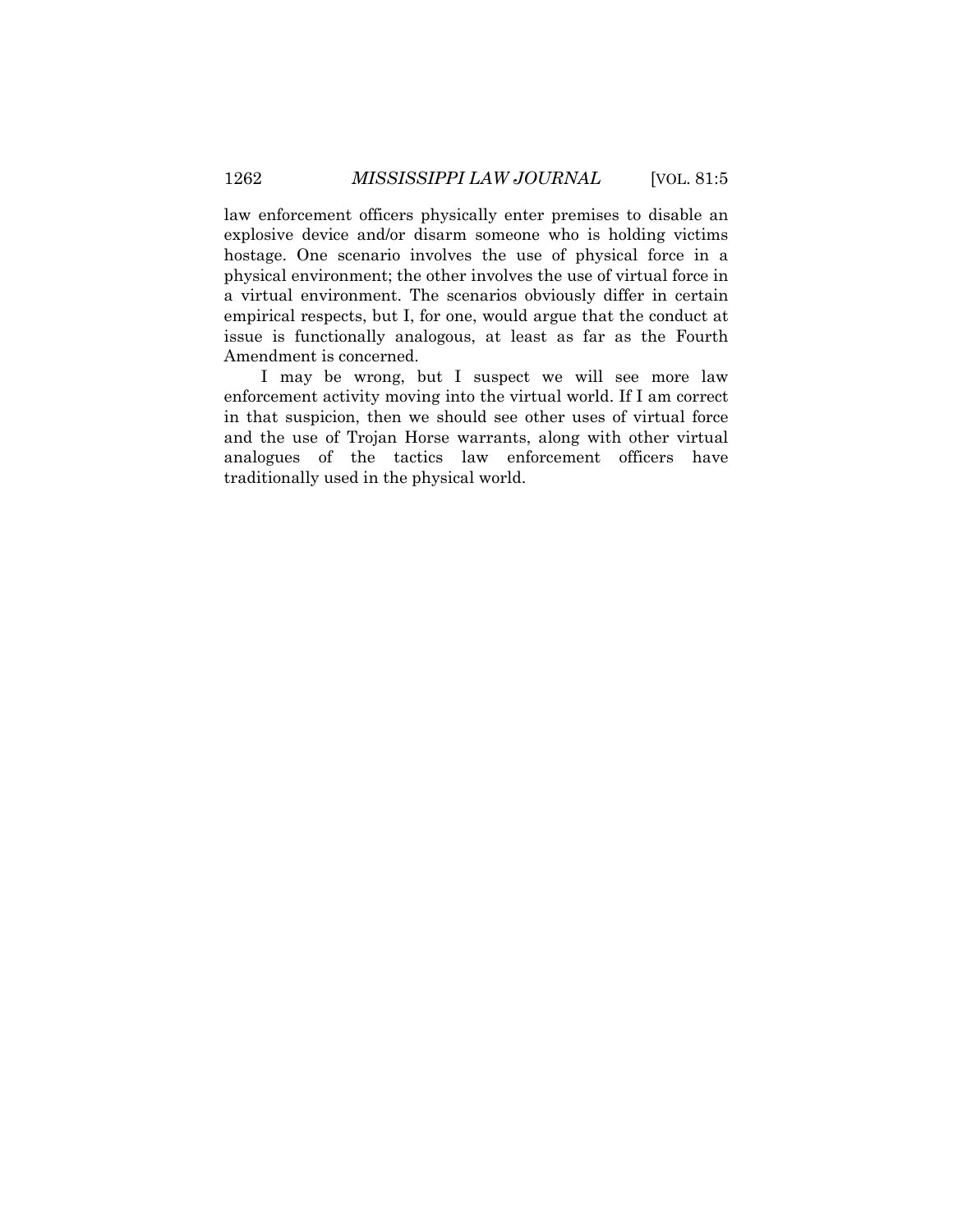law enforcement officers physically enter premises to disable an explosive device and/or disarm someone who is holding victims hostage. One scenario involves the use of physical force in a physical environment; the other involves the use of virtual force in a virtual environment. The scenarios obviously differ in certain empirical respects, but I, for one, would argue that the conduct at issue is functionally analogous, at least as far as the Fourth Amendment is concerned.

I may be wrong, but I suspect we will see more law enforcement activity moving into the virtual world. If I am correct in that suspicion, then we should see other uses of virtual force and the use of Trojan Horse warrants, along with other virtual analogues of the tactics law enforcement officers have traditionally used in the physical world.